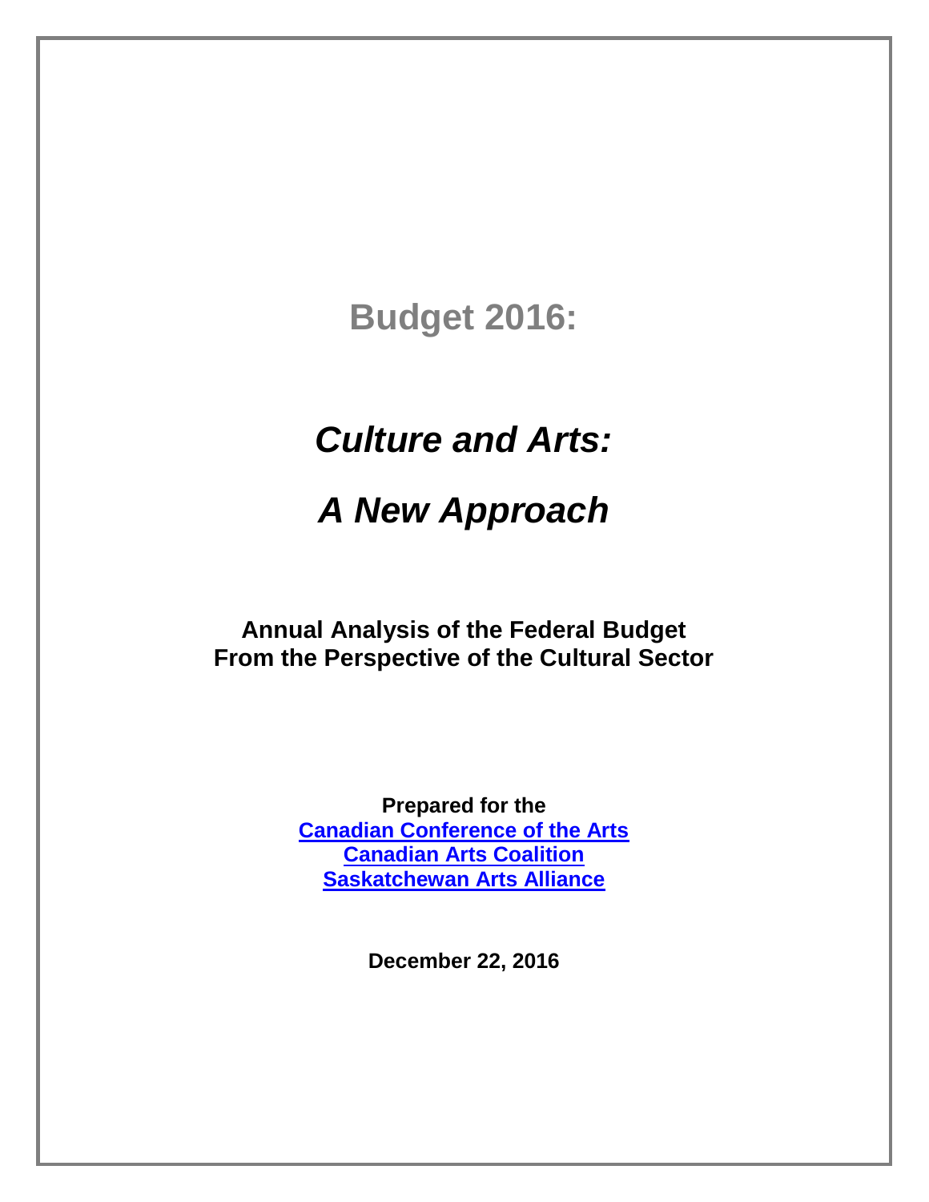# Budget 2016:

## *Culture and Arts:*

## *A New Approach*

**Annual Analysis of the Federal Budget**
**From the Perspective of the Cultural Sector**

**Prepared for the**
**Canadian Conference of the Arts**
**Canadian Arts Coalition**
**Saskatchewan Arts Alliance**

**December 22, 2016**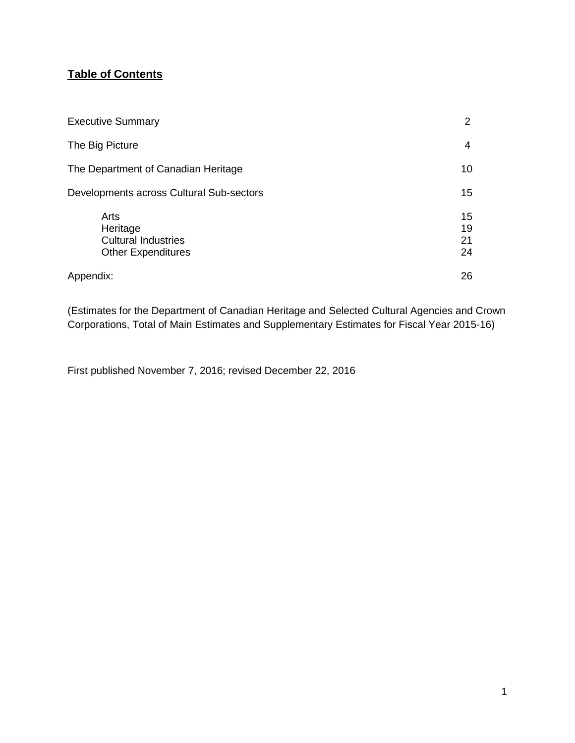## Table of Contents

| | |
|---|---|
| Executive Summary | 2 |
| The Big Picture | 4 |
| The Department of Canadian Heritage | 10 |
| Developments across Cultural Sub-sectors | 15 |
| Arts | 15 |
| Heritage | 19 |
| Cultural Industries | 21 |
| Other Expenditures | 24 |
| Appendix: | 26 |

(Estimates for the Department of Canadian Heritage and Selected Cultural Agencies and Crown Corporations, Total of Main Estimates and Supplementary Estimates for Fiscal Year 2015-16)

First published November 7, 2016; revised December 22, 2016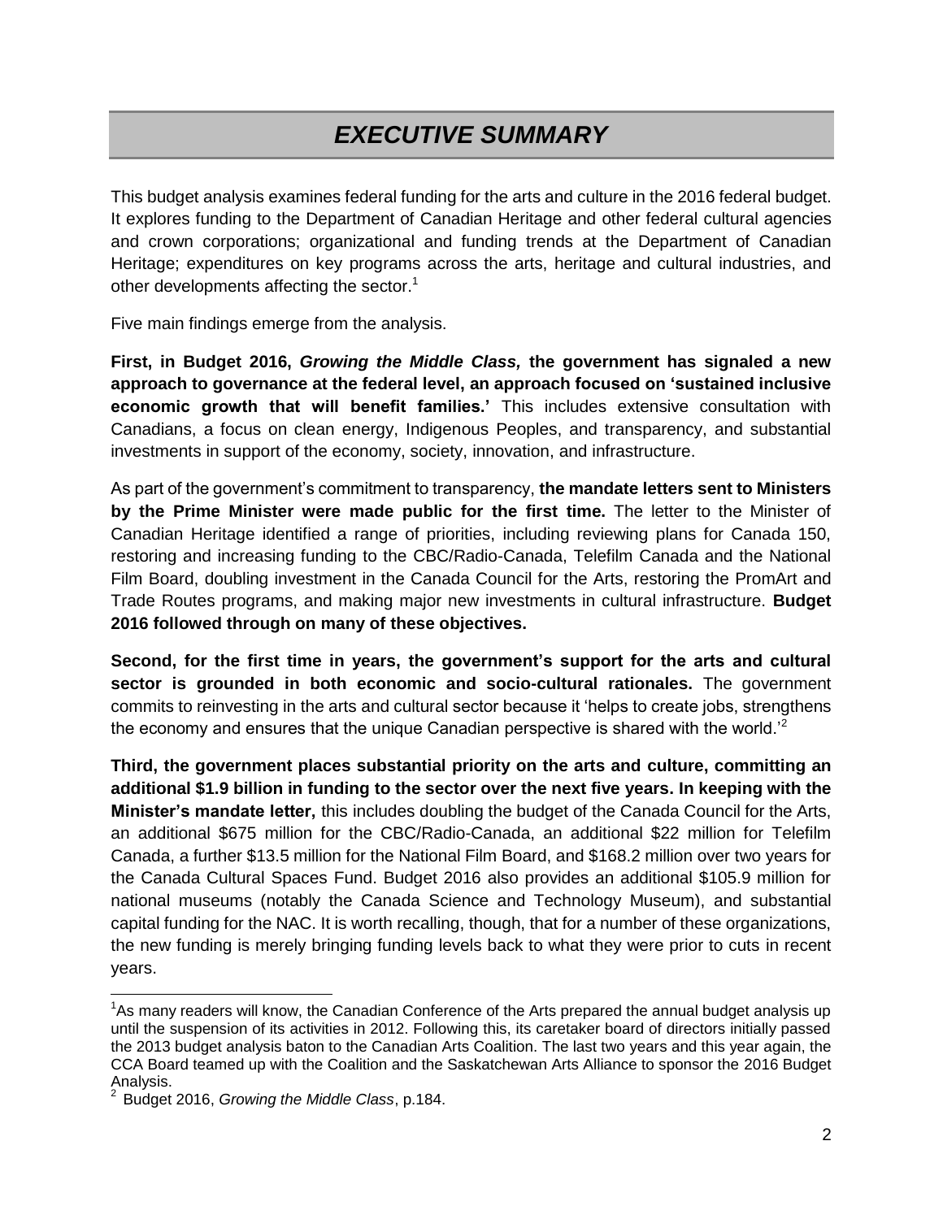# *EXECUTIVE SUMMARY*

This budget analysis examines federal funding for the arts and culture in the 2016 federal budget. It explores funding to the Department of Canadian Heritage and other federal cultural agencies and crown corporations; organizational and funding trends at the Department of Canadian Heritage; expenditures on key programs across the arts, heritage and cultural industries, and other developments affecting the sector.[1]

Five main findings emerge from the analysis.

**First, in Budget 2016, *Growing the Middle Class,* the government has signaled a new approach to governance at the federal level, an approach focused on 'sustained inclusive economic growth that will benefit families.'** This includes extensive consultation with Canadians, a focus on clean energy, Indigenous Peoples, and transparency, and substantial investments in support of the economy, society, innovation, and infrastructure.

As part of the government's commitment to transparency, **the mandate letters sent to Ministers by the Prime Minister were made public for the first time.** The letter to the Minister of Canadian Heritage identified a range of priorities, including reviewing plans for Canada 150, restoring and increasing funding to the CBC/Radio-Canada, Telefilm Canada and the National Film Board, doubling investment in the Canada Council for the Arts, restoring the PromArt and Trade Routes programs, and making major new investments in cultural infrastructure. **Budget 2016 followed through on many of these objectives.**

**Second, for the first time in years, the government's support for the arts and cultural sector is grounded in both economic and socio-cultural rationales.** The government commits to reinvesting in the arts and cultural sector because it 'helps to create jobs, strengthens the economy and ensures that the unique Canadian perspective is shared with the world.'[2]

**Third, the government places substantial priority on the arts and culture, committing an additional \$1.9 billion in funding to the sector over the next five years. In keeping with the Minister's mandate letter,** this includes doubling the budget of the Canada Council for the Arts, an additional \$675 million for the CBC/Radio-Canada, an additional \$22 million for Telefilm Canada, a further \$13.5 million for the National Film Board, and \$168.2 million over two years for the Canada Cultural Spaces Fund. Budget 2016 also provides an additional \$105.9 million for national museums (notably the Canada Science and Technology Museum), and substantial capital funding for the NAC. It is worth recalling, though, that for a number of these organizations, the new funding is merely bringing funding levels back to what they were prior to cuts in recent years.

---

[1] As many readers will know, the Canadian Conference of the Arts prepared the annual budget analysis up until the suspension of its activities in 2012. Following this, its caretaker board of directors initially passed the 2013 budget analysis baton to the Canadian Arts Coalition. The last two years and this year again, the CCA Board teamed up with the Coalition and the Saskatchewan Arts Alliance to sponsor the 2016 Budget Analysis.

[2] Budget 2016, *Growing the Middle Class*, p.184.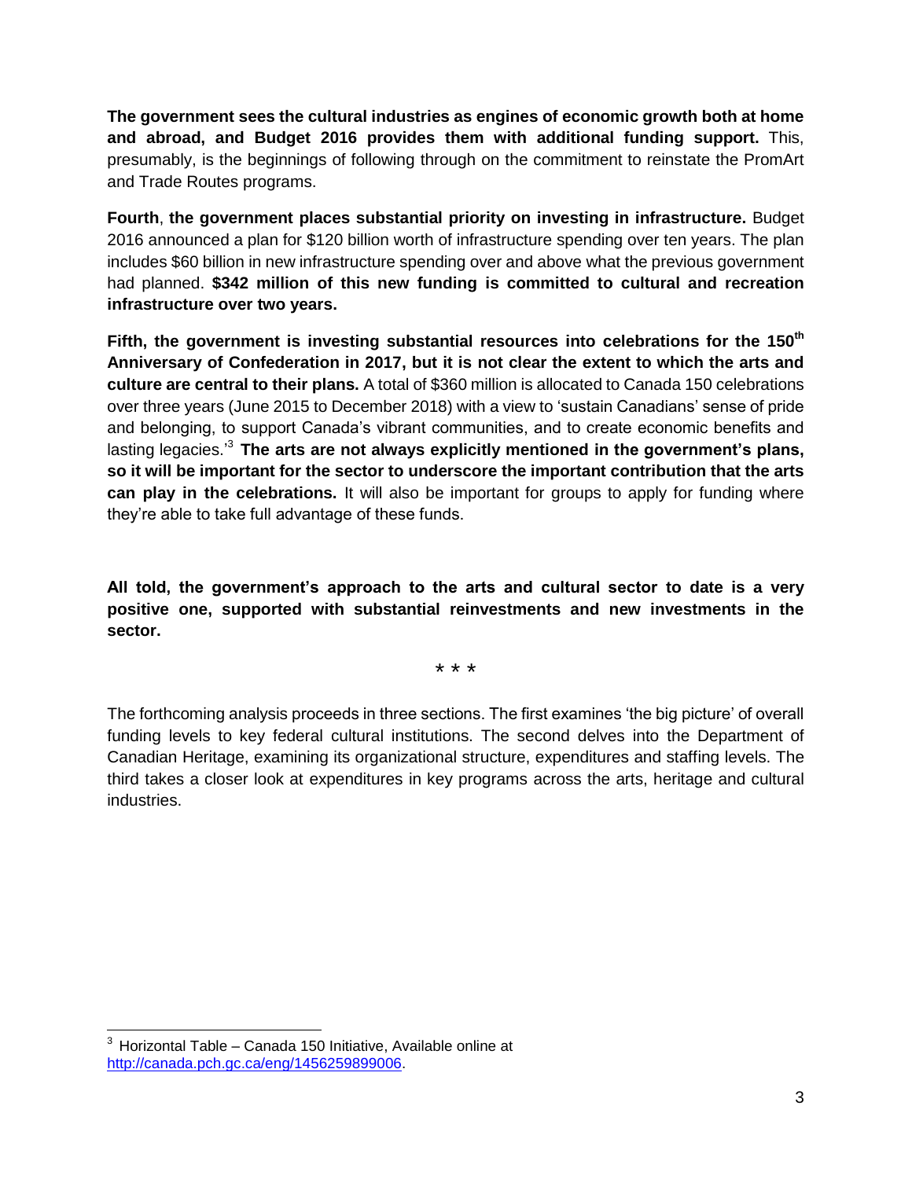**The government sees the cultural industries as engines of economic growth both at home and abroad, and Budget 2016 provides them with additional funding support.** This, presumably, is the beginnings of following through on the commitment to reinstate the PromArt and Trade Routes programs.

**Fourth**, **the government places substantial priority on investing in infrastructure.** Budget 2016 announced a plan for $120 billion worth of infrastructure spending over ten years. The plan includes $60 billion in new infrastructure spending over and above what the previous government had planned. **$342 million of this new funding is committed to cultural and recreation infrastructure over two years.**

**Fifth, the government is investing substantial resources into celebrations for the 150th Anniversary of Confederation in 2017, but it is not clear the extent to which the arts and culture are central to their plans.** A total of $360 million is allocated to Canada 150 celebrations over three years (June 2015 to December 2018) with a view to 'sustain Canadians' sense of pride and belonging, to support Canada's vibrant communities, and to create economic benefits and lasting legacies.'[3] **The arts are not always explicitly mentioned in the government's plans, so it will be important for the sector to underscore the important contribution that the arts can play in the celebrations.** It will also be important for groups to apply for funding where they're able to take full advantage of these funds.

**All told, the government's approach to the arts and cultural sector to date is a very positive one, supported with substantial reinvestments and new investments in the sector.**

\* \* \*

The forthcoming analysis proceeds in three sections. The first examines 'the big picture' of overall funding levels to key federal cultural institutions. The second delves into the Department of Canadian Heritage, examining its organizational structure, expenditures and staffing levels. The third takes a closer look at expenditures in key programs across the arts, heritage and cultural industries.

---

[3] Horizontal Table – Canada 150 Initiative, Available online at http://canada.pch.gc.ca/eng/1456259899006.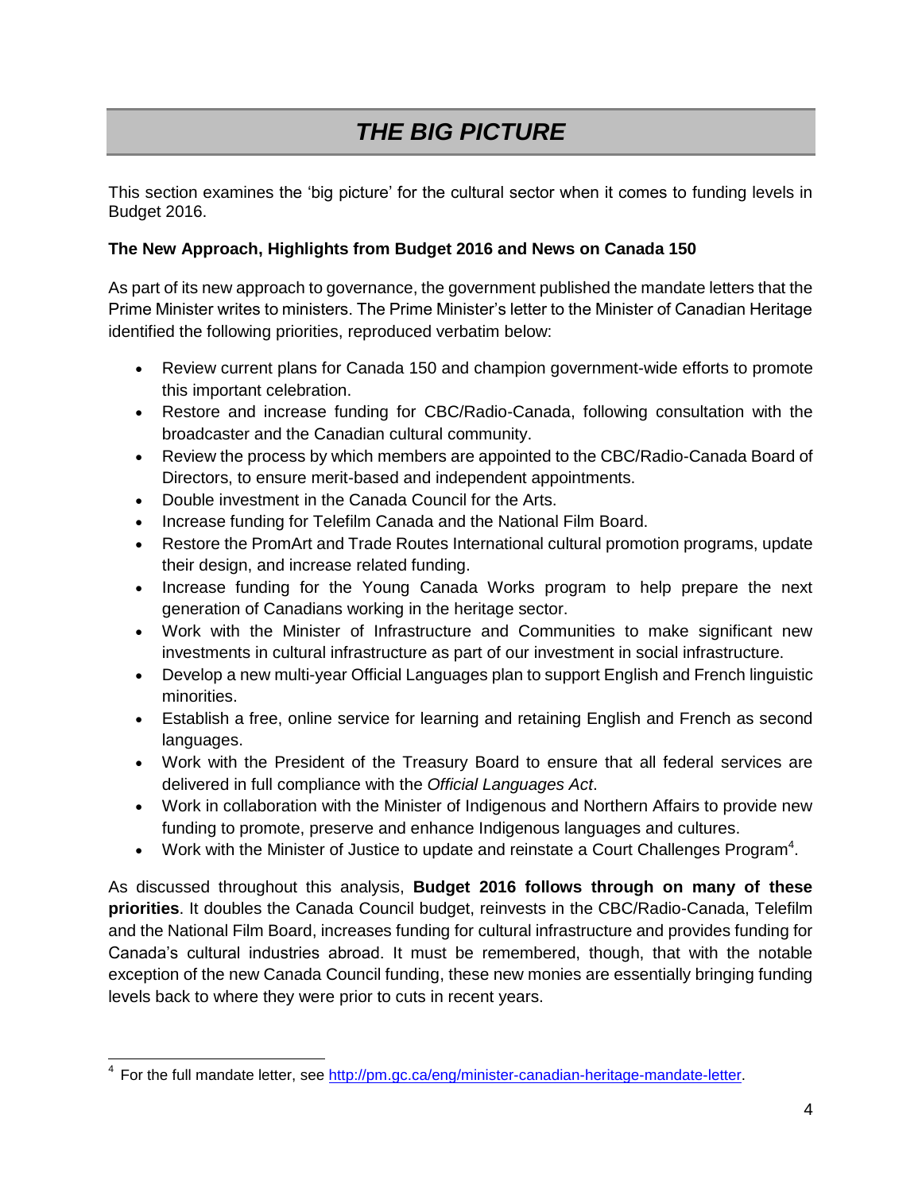# *THE BIG PICTURE*

This section examines the 'big picture' for the cultural sector when it comes to funding levels in Budget 2016.

**The New Approach, Highlights from Budget 2016 and News on Canada 150**

As part of its new approach to governance, the government published the mandate letters that the Prime Minister writes to ministers. The Prime Minister's letter to the Minister of Canadian Heritage identified the following priorities, reproduced verbatim below:

- Review current plans for Canada 150 and champion government-wide efforts to promote this important celebration.
- Restore and increase funding for CBC/Radio-Canada, following consultation with the broadcaster and the Canadian cultural community.
- Review the process by which members are appointed to the CBC/Radio-Canada Board of Directors, to ensure merit-based and independent appointments.
- Double investment in the Canada Council for the Arts.
- Increase funding for Telefilm Canada and the National Film Board.
- Restore the PromArt and Trade Routes International cultural promotion programs, update their design, and increase related funding.
- Increase funding for the Young Canada Works program to help prepare the next generation of Canadians working in the heritage sector.
- Work with the Minister of Infrastructure and Communities to make significant new investments in cultural infrastructure as part of our investment in social infrastructure.
- Develop a new multi-year Official Languages plan to support English and French linguistic minorities.
- Establish a free, online service for learning and retaining English and French as second languages.
- Work with the President of the Treasury Board to ensure that all federal services are delivered in full compliance with the *Official Languages Act*.
- Work in collaboration with the Minister of Indigenous and Northern Affairs to provide new funding to promote, preserve and enhance Indigenous languages and cultures.
- Work with the Minister of Justice to update and reinstate a Court Challenges Program[4].

As discussed throughout this analysis, **Budget 2016 follows through on many of these priorities**. It doubles the Canada Council budget, reinvests in the CBC/Radio-Canada, Telefilm and the National Film Board, increases funding for cultural infrastructure and provides funding for Canada's cultural industries abroad. It must be remembered, though, that with the notable exception of the new Canada Council funding, these new monies are essentially bringing funding levels back to where they were prior to cuts in recent years.

[4] For the full mandate letter, see http://pm.gc.ca/eng/minister-canadian-heritage-mandate-letter.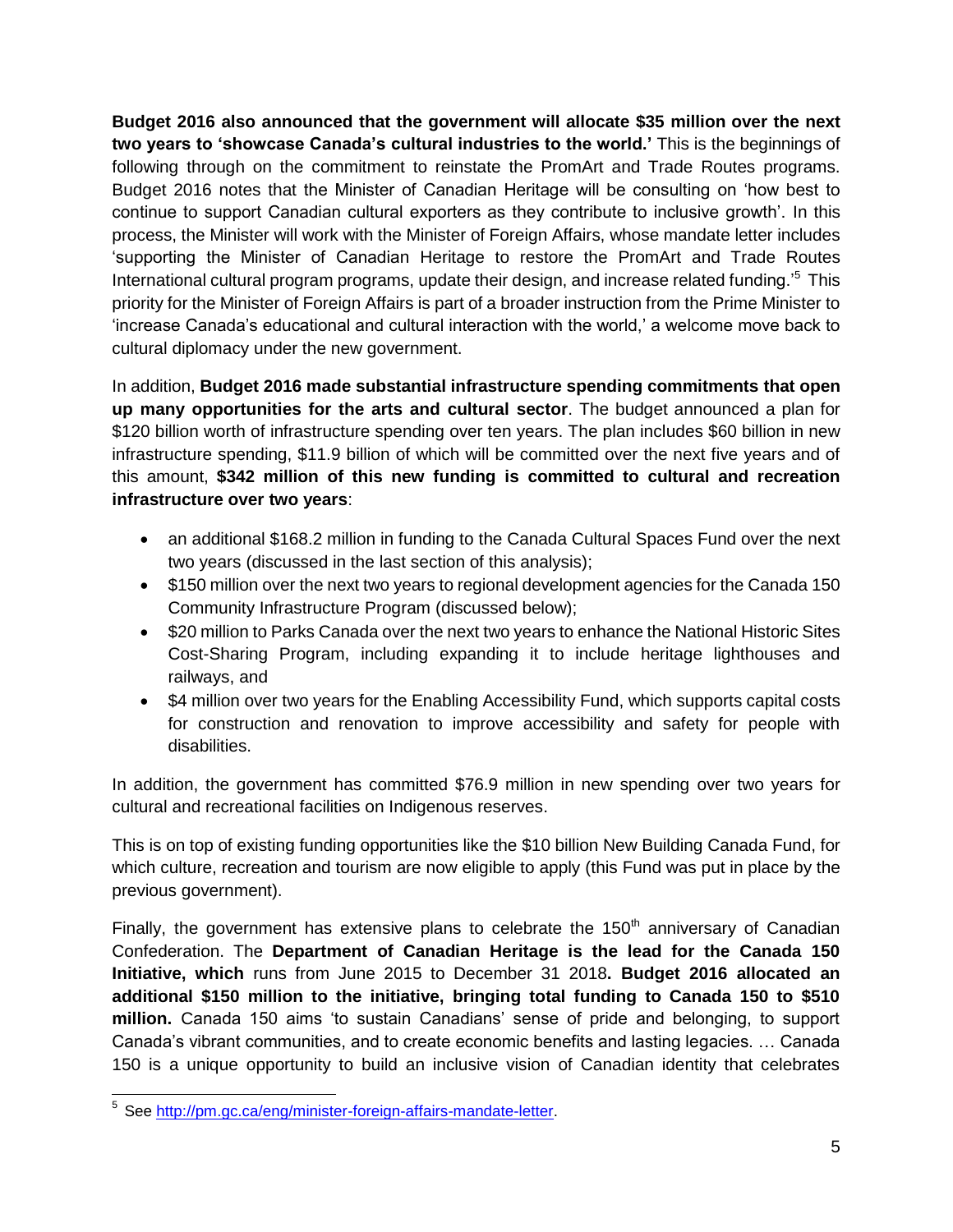**Budget 2016 also announced that the government will allocate $35 million over the next two years to 'showcase Canada's cultural industries to the world.'** This is the beginnings of following through on the commitment to reinstate the PromArt and Trade Routes programs. Budget 2016 notes that the Minister of Canadian Heritage will be consulting on 'how best to continue to support Canadian cultural exporters as they contribute to inclusive growth'. In this process, the Minister will work with the Minister of Foreign Affairs, whose mandate letter includes 'supporting the Minister of Canadian Heritage to restore the PromArt and Trade Routes International cultural program programs, update their design, and increase related funding.'[5] This priority for the Minister of Foreign Affairs is part of a broader instruction from the Prime Minister to 'increase Canada's educational and cultural interaction with the world,' a welcome move back to cultural diplomacy under the new government.

In addition, **Budget 2016 made substantial infrastructure spending commitments that open up many opportunities for the arts and cultural sector**. The budget announced a plan for $120 billion worth of infrastructure spending over ten years. The plan includes $60 billion in new infrastructure spending, $11.9 billion of which will be committed over the next five years and of this amount, **$342 million of this new funding is committed to cultural and recreation infrastructure over two years**:

- an additional $168.2 million in funding to the Canada Cultural Spaces Fund over the next two years (discussed in the last section of this analysis);
- $150 million over the next two years to regional development agencies for the Canada 150 Community Infrastructure Program (discussed below);
- $20 million to Parks Canada over the next two years to enhance the National Historic Sites Cost-Sharing Program, including expanding it to include heritage lighthouses and railways, and
- $4 million over two years for the Enabling Accessibility Fund, which supports capital costs for construction and renovation to improve accessibility and safety for people with disabilities.

In addition, the government has committed $76.9 million in new spending over two years for cultural and recreational facilities on Indigenous reserves.

This is on top of existing funding opportunities like the $10 billion New Building Canada Fund, for which culture, recreation and tourism are now eligible to apply (this Fund was put in place by the previous government).

Finally, the government has extensive plans to celebrate the 150th anniversary of Canadian Confederation. The **Department of Canadian Heritage is the lead for the Canada 150 Initiative, which** runs from June 2015 to December 31 2018**. Budget 2016 allocated an additional $150 million to the initiative, bringing total funding to Canada 150 to $510 million.** Canada 150 aims 'to sustain Canadians' sense of pride and belonging, to support Canada's vibrant communities, and to create economic benefits and lasting legacies. … Canada 150 is a unique opportunity to build an inclusive vision of Canadian identity that celebrates

---

[5] See http://pm.gc.ca/eng/minister-foreign-affairs-mandate-letter.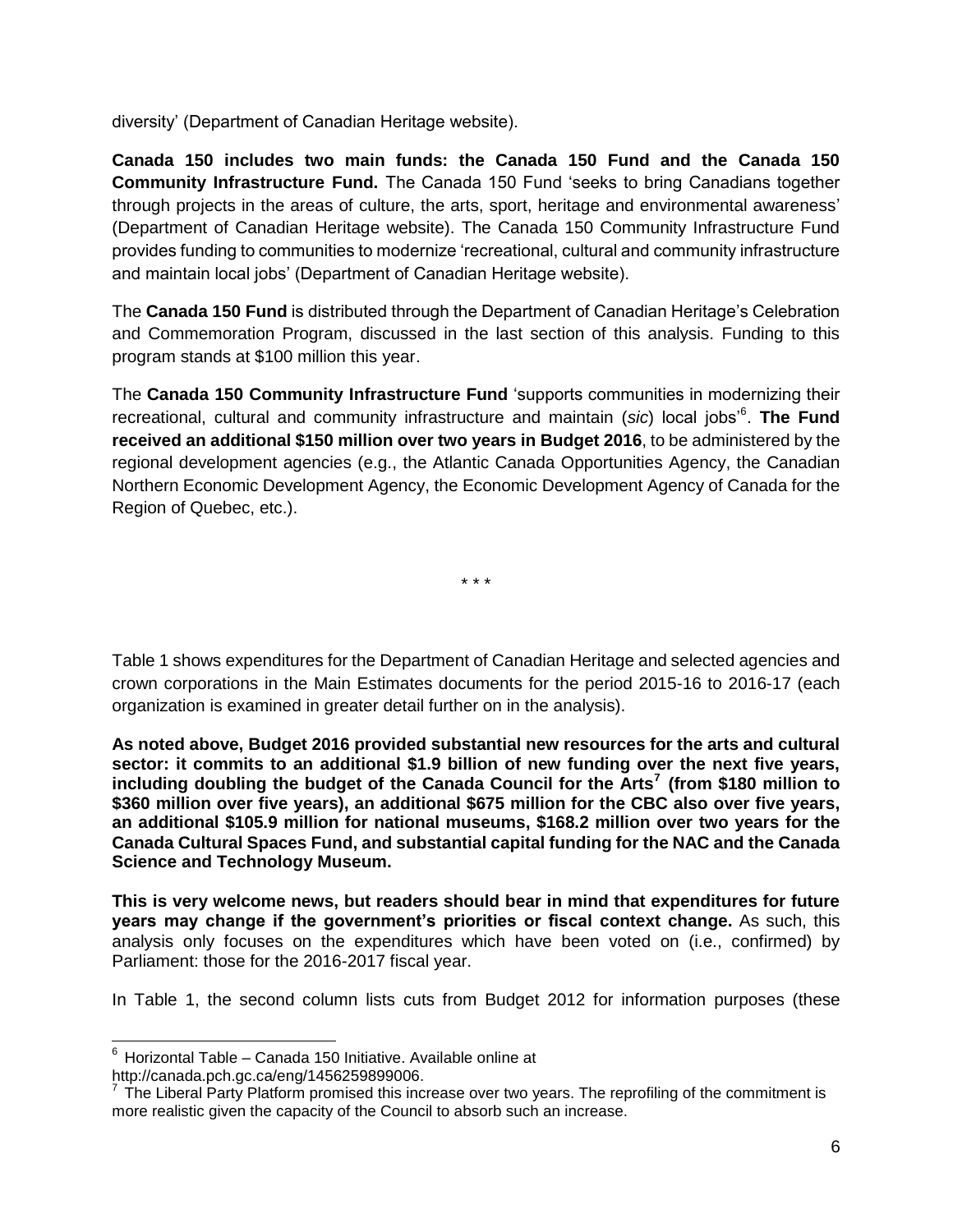diversity' (Department of Canadian Heritage website).

**Canada 150 includes two main funds: the Canada 150 Fund and the Canada 150 Community Infrastructure Fund.** The Canada 150 Fund 'seeks to bring Canadians together through projects in the areas of culture, the arts, sport, heritage and environmental awareness' (Department of Canadian Heritage website). The Canada 150 Community Infrastructure Fund provides funding to communities to modernize 'recreational, cultural and community infrastructure and maintain local jobs' (Department of Canadian Heritage website).

The **Canada 150 Fund** is distributed through the Department of Canadian Heritage's Celebration and Commemoration Program, discussed in the last section of this analysis. Funding to this program stands at $100 million this year.

The **Canada 150 Community Infrastructure Fund** 'supports communities in modernizing their recreational, cultural and community infrastructure and maintain (*sic*) local jobs'[6]. **The Fund received an additional $150 million over two years in Budget 2016**, to be administered by the regional development agencies (e.g., the Atlantic Canada Opportunities Agency, the Canadian Northern Economic Development Agency, the Economic Development Agency of Canada for the Region of Quebec, etc.).

\* \* \*

Table 1 shows expenditures for the Department of Canadian Heritage and selected agencies and crown corporations in the Main Estimates documents for the period 2015-16 to 2016-17 (each organization is examined in greater detail further on in the analysis).

**As noted above, Budget 2016 provided substantial new resources for the arts and cultural sector: it commits to an additional $1.9 billion of new funding over the next five years, including doubling the budget of the Canada Council for the Arts[7] (from $180 million to $360 million over five years), an additional $675 million for the CBC also over five years, an additional $105.9 million for national museums, $168.2 million over two years for the Canada Cultural Spaces Fund, and substantial capital funding for the NAC and the Canada Science and Technology Museum.**

**This is very welcome news, but readers should bear in mind that expenditures for future years may change if the government's priorities or fiscal context change.** As such, this analysis only focuses on the expenditures which have been voted on (i.e., confirmed) by Parliament: those for the 2016-2017 fiscal year.

In Table 1, the second column lists cuts from Budget 2012 for information purposes (these

---

[6] Horizontal Table – Canada 150 Initiative. Available online at http://canada.pch.gc.ca/eng/1456259899006.

[7] The Liberal Party Platform promised this increase over two years. The reprofiling of the commitment is more realistic given the capacity of the Council to absorb such an increase.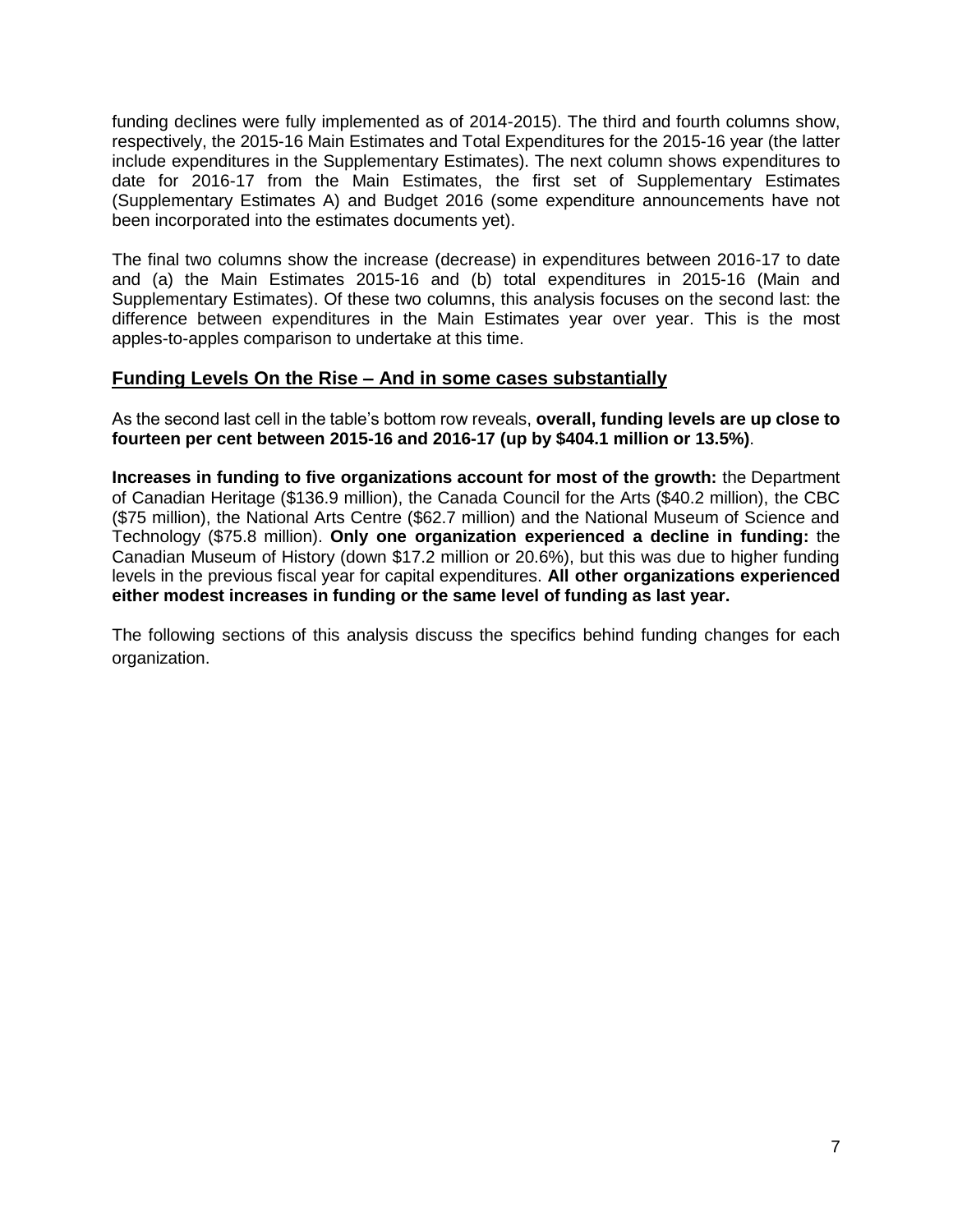funding declines were fully implemented as of 2014-2015). The third and fourth columns show, respectively, the 2015-16 Main Estimates and Total Expenditures for the 2015-16 year (the latter include expenditures in the Supplementary Estimates). The next column shows expenditures to date for 2016-17 from the Main Estimates, the first set of Supplementary Estimates (Supplementary Estimates A) and Budget 2016 (some expenditure announcements have not been incorporated into the estimates documents yet).

The final two columns show the increase (decrease) in expenditures between 2016-17 to date and (a) the Main Estimates 2015-16 and (b) total expenditures in 2015-16 (Main and Supplementary Estimates). Of these two columns, this analysis focuses on the second last: the difference between expenditures in the Main Estimates year over year. This is the most apples-to-apples comparison to undertake at this time.

## Funding Levels On the Rise – And in some cases substantially

As the second last cell in the table's bottom row reveals, **overall, funding levels are up close to fourteen per cent between 2015-16 and 2016-17 (up by $404.1 million or 13.5%)**.

**Increases in funding to five organizations account for most of the growth:** the Department of Canadian Heritage ($136.9 million), the Canada Council for the Arts ($40.2 million), the CBC ($75 million), the National Arts Centre ($62.7 million) and the National Museum of Science and Technology ($75.8 million). **Only one organization experienced a decline in funding:** the Canadian Museum of History (down $17.2 million or 20.6%), but this was due to higher funding levels in the previous fiscal year for capital expenditures. **All other organizations experienced either modest increases in funding or the same level of funding as last year.**

The following sections of this analysis discuss the specifics behind funding changes for each organization.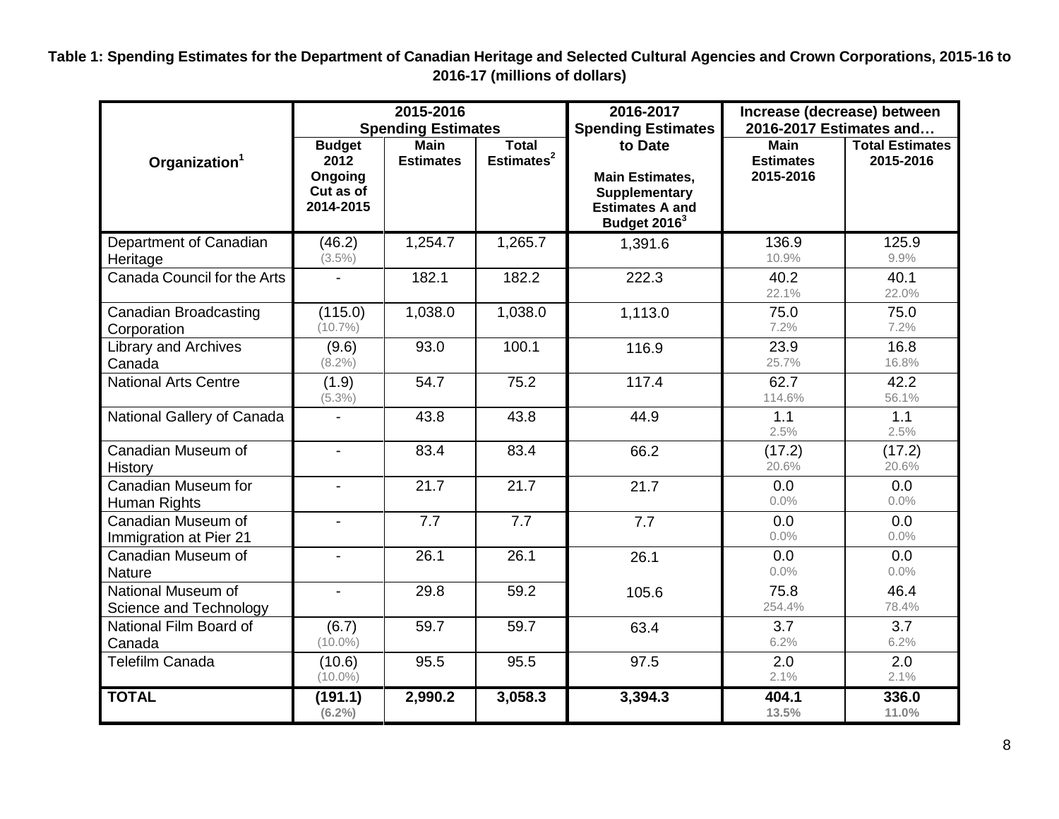**Table 1: Spending Estimates for the Department of Canadian Heritage and Selected Cultural Agencies and Crown Corporations, 2015-16 to 2016-17 (millions of dollars)**

| Organization[1] | 2015-2016 Spending Estimates | | | 2016-2017 Spending Estimates to Date | Increase (decrease) between 2016-2017 Estimates and… | |
|---|---|---|---|---|---|---|
| | Budget 2012 Ongoing Cut as of 2014-2015 | Main Estimates | Total Estimates[2] | Main Estimates, Supplementary Estimates A and Budget 2016[3] | Main Estimates 2015-2016 | Total Estimates 2015-2016 |
| Department of Canadian Heritage | (46.2) (3.5%) | 1,254.7 | 1,265.7 | 1,391.6 | 136.9 10.9% | 125.9 9.9% |
| Canada Council for the Arts | - | 182.1 | 182.2 | 222.3 | 40.2 22.1% | 40.1 22.0% |
| Canadian Broadcasting Corporation | (115.0) (10.7%) | 1,038.0 | 1,038.0 | 1,113.0 | 75.0 7.2% | 75.0 7.2% |
| Library and Archives Canada | (9.6) (8.2%) | 93.0 | 100.1 | 116.9 | 23.9 25.7% | 16.8 16.8% |
| National Arts Centre | (1.9) (5.3%) | 54.7 | 75.2 | 117.4 | 62.7 114.6% | 42.2 56.1% |
| National Gallery of Canada | - | 43.8 | 43.8 | 44.9 | 1.1 2.5% | 1.1 2.5% |
| Canadian Museum of History | - | 83.4 | 83.4 | 66.2 | (17.2) 20.6% | (17.2) 20.6% |
| Canadian Museum for Human Rights | - | 21.7 | 21.7 | 21.7 | 0.0 0.0% | 0.0 0.0% |
| Canadian Museum of Immigration at Pier 21 | - | 7.7 | 7.7 | 7.7 | 0.0 0.0% | 0.0 0.0% |
| Canadian Museum of Nature | - | 26.1 | 26.1 | 26.1 | 0.0 0.0% | 0.0 0.0% |
| National Museum of Science and Technology | - | 29.8 | 59.2 | 105.6 | 75.8 254.4% | 46.4 78.4% |
| National Film Board of Canada | (6.7) (10.0%) | 59.7 | 59.7 | 63.4 | 3.7 6.2% | 3.7 6.2% |
| Telefilm Canada | (10.6) (10.0%) | 95.5 | 95.5 | 97.5 | 2.0 2.1% | 2.0 2.1% |
| **TOTAL** | **(191.1) (6.2%)** | **2,990.2** | **3,058.3** | **3,394.3** | **404.1 13.5%** | **336.0 11.0%** |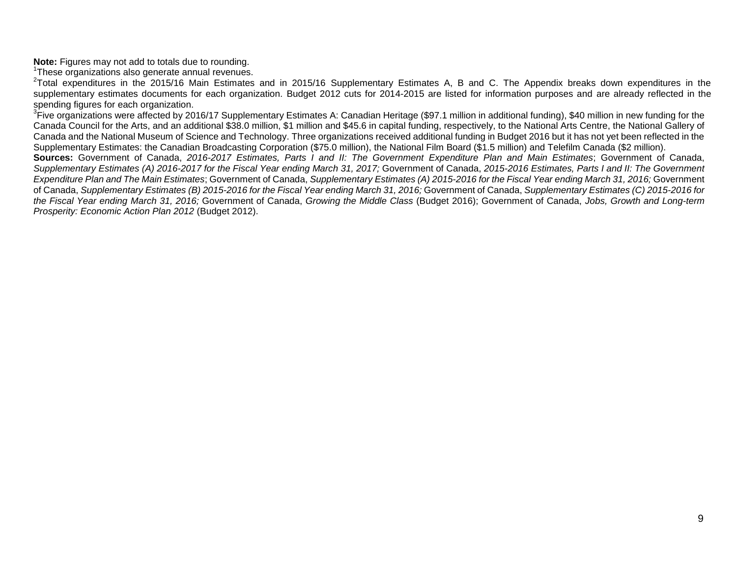**Note:** Figures may not add to totals due to rounding.
[1]These organizations also generate annual revenues.
[2]Total expenditures in the 2015/16 Main Estimates and in 2015/16 Supplementary Estimates A, B and C. The Appendix breaks down expenditures in the supplementary estimates documents for each organization. Budget 2012 cuts for 2014-2015 are listed for information purposes and are already reflected in the spending figures for each organization.
[3]Five organizations were affected by 2016/17 Supplementary Estimates A: Canadian Heritage ($97.1 million in additional funding), $40 million in new funding for the Canada Council for the Arts, and an additional $38.0 million, $1 million and $45.6 in capital funding, respectively, to the National Arts Centre, the National Gallery of Canada and the National Museum of Science and Technology. Three organizations received additional funding in Budget 2016 but it has not yet been reflected in the Supplementary Estimates: the Canadian Broadcasting Corporation ($75.0 million), the National Film Board ($1.5 million) and Telefilm Canada ($2 million).
**Sources:** Government of Canada, *2016-2017 Estimates, Parts I and II: The Government Expenditure Plan and Main Estimates*; Government of Canada, *Supplementary Estimates (A) 2016-2017 for the Fiscal Year ending March 31, 2017;* Government of Canada, *2015-2016 Estimates, Parts I and II: The Government Expenditure Plan and The Main Estimates*; Government of Canada, *Supplementary Estimates (A) 2015-2016 for the Fiscal Year ending March 31, 2016;* Government of Canada, *Supplementary Estimates (B) 2015-2016 for the Fiscal Year ending March 31, 2016;* Government of Canada, *Supplementary Estimates (C) 2015-2016 for the Fiscal Year ending March 31, 2016;* Government of Canada, *Growing the Middle Class* (Budget 2016); Government of Canada, *Jobs, Growth and Long-term Prosperity: Economic Action Plan 2012* (Budget 2012).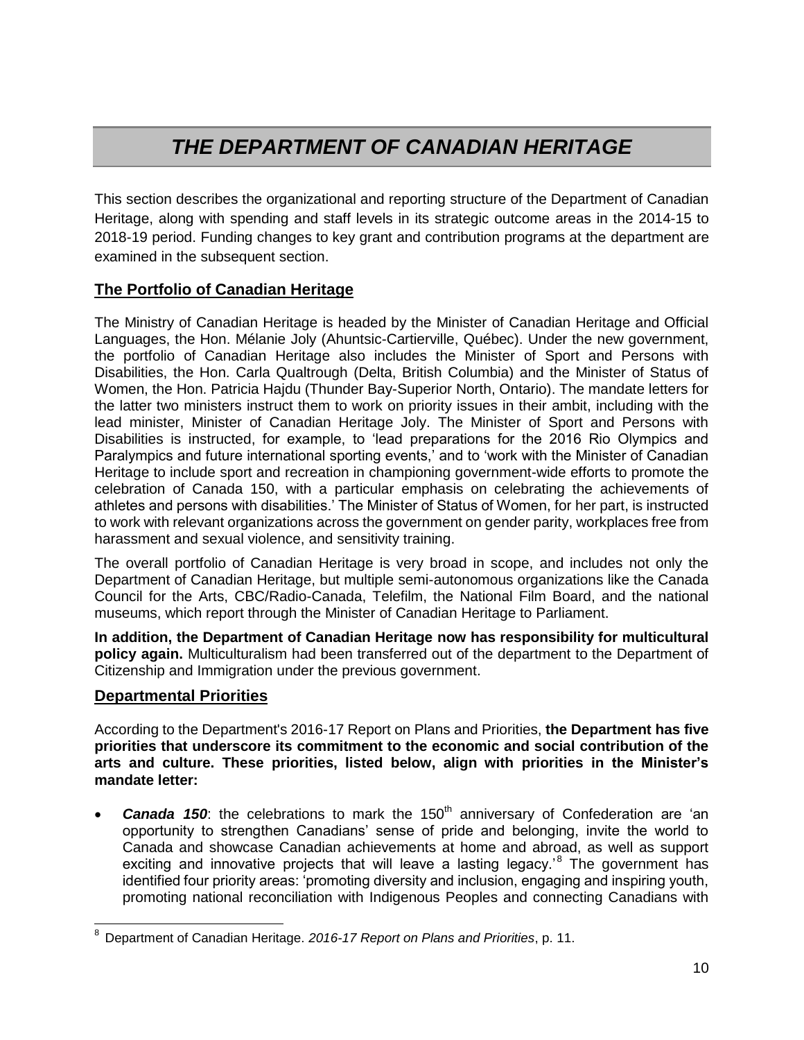# THE DEPARTMENT OF CANADIAN HERITAGE

This section describes the organizational and reporting structure of the Department of Canadian Heritage, along with spending and staff levels in its strategic outcome areas in the 2014-15 to 2018-19 period. Funding changes to key grant and contribution programs at the department are examined in the subsequent section.

## The Portfolio of Canadian Heritage

The Ministry of Canadian Heritage is headed by the Minister of Canadian Heritage and Official Languages, the Hon. Mélanie Joly (Ahuntsic-Cartierville, Québec). Under the new government, the portfolio of Canadian Heritage also includes the Minister of Sport and Persons with Disabilities, the Hon. Carla Qualtrough (Delta, British Columbia) and the Minister of Status of Women, the Hon. Patricia Hajdu (Thunder Bay-Superior North, Ontario). The mandate letters for the latter two ministers instruct them to work on priority issues in their ambit, including with the lead minister, Minister of Canadian Heritage Joly. The Minister of Sport and Persons with Disabilities is instructed, for example, to 'lead preparations for the 2016 Rio Olympics and Paralympics and future international sporting events,' and to 'work with the Minister of Canadian Heritage to include sport and recreation in championing government-wide efforts to promote the celebration of Canada 150, with a particular emphasis on celebrating the achievements of athletes and persons with disabilities.' The Minister of Status of Women, for her part, is instructed to work with relevant organizations across the government on gender parity, workplaces free from harassment and sexual violence, and sensitivity training.

The overall portfolio of Canadian Heritage is very broad in scope, and includes not only the Department of Canadian Heritage, but multiple semi-autonomous organizations like the Canada Council for the Arts, CBC/Radio-Canada, Telefilm, the National Film Board, and the national museums, which report through the Minister of Canadian Heritage to Parliament.

**In addition, the Department of Canadian Heritage now has responsibility for multicultural policy again.** Multiculturalism had been transferred out of the department to the Department of Citizenship and Immigration under the previous government.

## Departmental Priorities

According to the Department's 2016-17 Report on Plans and Priorities, **the Department has five priorities that underscore its commitment to the economic and social contribution of the arts and culture. These priorities, listed below, align with priorities in the Minister's mandate letter:**

- ***Canada 150***: the celebrations to mark the 150th anniversary of Confederation are 'an opportunity to strengthen Canadians' sense of pride and belonging, invite the world to Canada and showcase Canadian achievements at home and abroad, as well as support exciting and innovative projects that will leave a lasting legacy.'[8] The government has identified four priority areas: 'promoting diversity and inclusion, engaging and inspiring youth, promoting national reconciliation with Indigenous Peoples and connecting Canadians with

[8] Department of Canadian Heritage. *2016-17 Report on Plans and Priorities*, p. 11.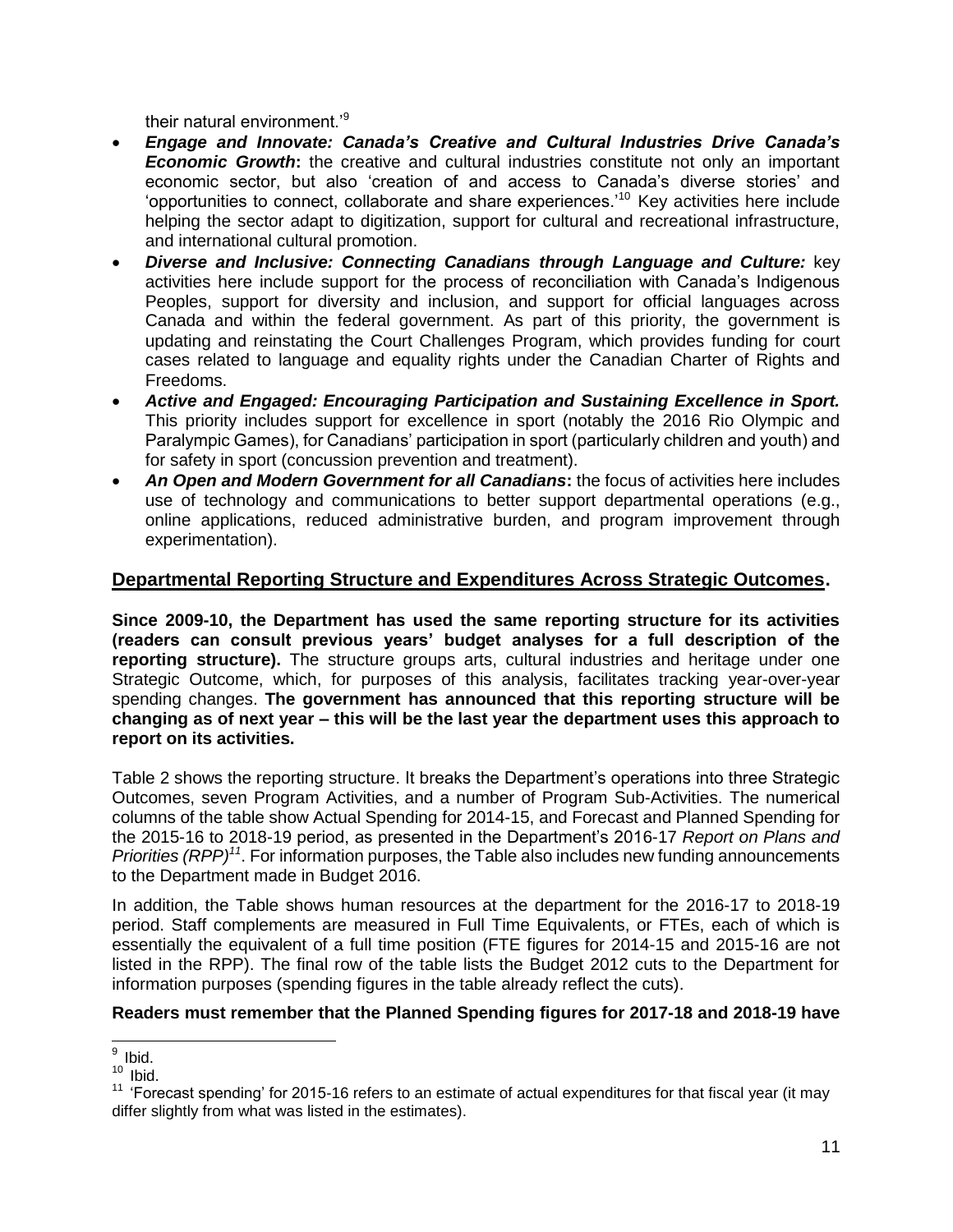their natural environment.'[9]

- ***Engage and Innovate: Canada's Creative and Cultural Industries Drive Canada's Economic Growth*:** the creative and cultural industries constitute not only an important economic sector, but also 'creation of and access to Canada's diverse stories' and 'opportunities to connect, collaborate and share experiences.'[10] Key activities here include helping the sector adapt to digitization, support for cultural and recreational infrastructure, and international cultural promotion.
- ***Diverse and Inclusive: Connecting Canadians through Language and Culture:*** key activities here include support for the process of reconciliation with Canada's Indigenous Peoples, support for diversity and inclusion, and support for official languages across Canada and within the federal government. As part of this priority, the government is updating and reinstating the Court Challenges Program, which provides funding for court cases related to language and equality rights under the Canadian Charter of Rights and Freedoms.
- ***Active and Engaged: Encouraging Participation and Sustaining Excellence in Sport.*** This priority includes support for excellence in sport (notably the 2016 Rio Olympic and Paralympic Games), for Canadians' participation in sport (particularly children and youth) and for safety in sport (concussion prevention and treatment).
- ***An Open and Modern Government for all Canadians*:** the focus of activities here includes use of technology and communications to better support departmental operations (e.g., online applications, reduced administrative burden, and program improvement through experimentation).

## Departmental Reporting Structure and Expenditures Across Strategic Outcomes.

**Since 2009-10, the Department has used the same reporting structure for its activities (readers can consult previous years' budget analyses for a full description of the reporting structure).** The structure groups arts, cultural industries and heritage under one Strategic Outcome, which, for purposes of this analysis, facilitates tracking year-over-year spending changes. **The government has announced that this reporting structure will be changing as of next year – this will be the last year the department uses this approach to report on its activities.**

Table 2 shows the reporting structure. It breaks the Department's operations into three Strategic Outcomes, seven Program Activities, and a number of Program Sub-Activities. The numerical columns of the table show Actual Spending for 2014-15, and Forecast and Planned Spending for the 2015-16 to 2018-19 period, as presented in the Department's 2016-17 *Report on Plans and Priorities (RPP)*[11]. For information purposes, the Table also includes new funding announcements to the Department made in Budget 2016.

In addition, the Table shows human resources at the department for the 2016-17 to 2018-19 period. Staff complements are measured in Full Time Equivalents, or FTEs, each of which is essentially the equivalent of a full time position (FTE figures for 2014-15 and 2015-16 are not listed in the RPP). The final row of the table lists the Budget 2012 cuts to the Department for information purposes (spending figures in the table already reflect the cuts).

**Readers must remember that the Planned Spending figures for 2017-18 and 2018-19 have**

---

[9] Ibid.

[10] Ibid.

[11] 'Forecast spending' for 2015-16 refers to an estimate of actual expenditures for that fiscal year (it may differ slightly from what was listed in the estimates).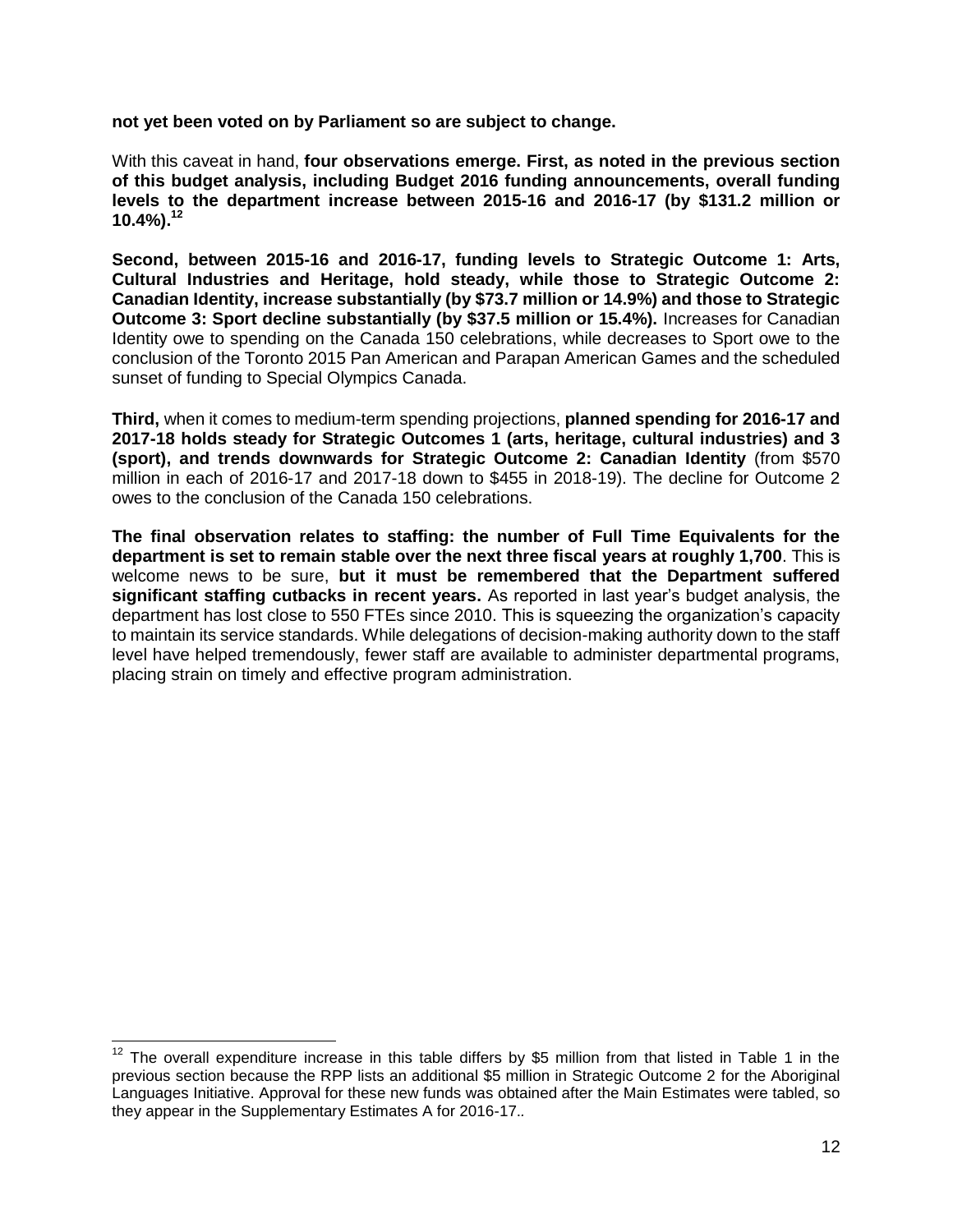**not yet been voted on by Parliament so are subject to change.**

With this caveat in hand, **four observations emerge. First, as noted in the previous section of this budget analysis, including Budget 2016 funding announcements, overall funding levels to the department increase between 2015-16 and 2016-17 (by $131.2 million or 10.4%).**[12]

**Second, between 2015-16 and 2016-17, funding levels to Strategic Outcome 1: Arts, Cultural Industries and Heritage, hold steady, while those to Strategic Outcome 2: Canadian Identity, increase substantially (by $73.7 million or 14.9%) and those to Strategic Outcome 3: Sport decline substantially (by $37.5 million or 15.4%).** Increases for Canadian Identity owe to spending on the Canada 150 celebrations, while decreases to Sport owe to the conclusion of the Toronto 2015 Pan American and Parapan American Games and the scheduled sunset of funding to Special Olympics Canada.

**Third,** when it comes to medium-term spending projections, **planned spending for 2016-17 and 2017-18 holds steady for Strategic Outcomes 1 (arts, heritage, cultural industries) and 3 (sport), and trends downwards for Strategic Outcome 2: Canadian Identity** (from $570 million in each of 2016-17 and 2017-18 down to $455 in 2018-19). The decline for Outcome 2 owes to the conclusion of the Canada 150 celebrations.

**The final observation relates to staffing: the number of Full Time Equivalents for the department is set to remain stable over the next three fiscal years at roughly 1,700**. This is welcome news to be sure, **but it must be remembered that the Department suffered significant staffing cutbacks in recent years.** As reported in last year's budget analysis, the department has lost close to 550 FTEs since 2010. This is squeezing the organization's capacity to maintain its service standards. While delegations of decision-making authority down to the staff level have helped tremendously, fewer staff are available to administer departmental programs, placing strain on timely and effective program administration.

---

[12] The overall expenditure increase in this table differs by $5 million from that listed in Table 1 in the previous section because the RPP lists an additional $5 million in Strategic Outcome 2 for the Aboriginal Languages Initiative. Approval for these new funds was obtained after the Main Estimates were tabled, so they appear in the Supplementary Estimates A for 2016-17..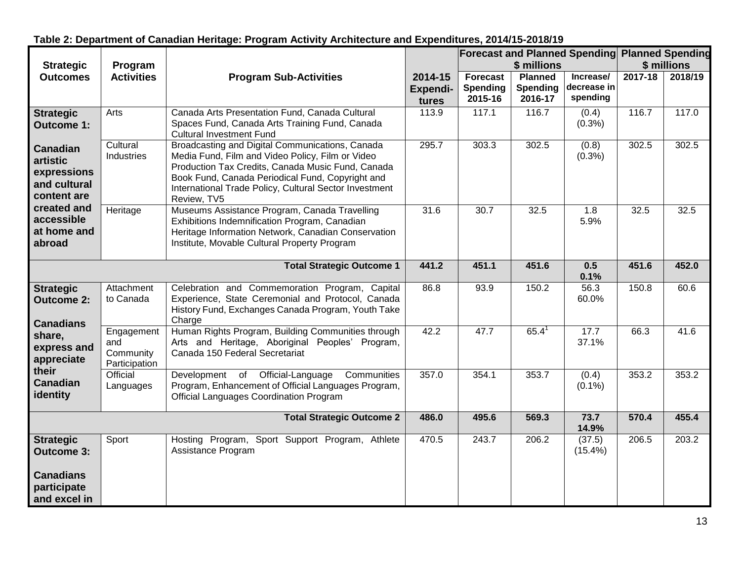**Table 2: Department of Canadian Heritage: Program Activity Architecture and Expenditures, 2014/15-2018/19**

| Strategic Outcomes | Program Activities | Program Sub-Activities | 2014-15 Expenditures | Forecast and Planned Spending $ millions | | | Planned Spending $ millions | |
|---|---|---|---|---|---|---|---|---|
| | | | | Forecast Spending 2015-16 | Planned Spending 2016-17 | Increase/ decrease in spending | 2017-18 | 2018/19 |
| **Strategic Outcome 1: Canadian artistic expressions and cultural content are created and accessible at home and abroad** | Arts | Canada Arts Presentation Fund, Canada Cultural Spaces Fund, Canada Arts Training Fund, Canada Cultural Investment Fund | 113.9 | 117.1 | 116.7 | (0.4) (0.3%) | 116.7 | 117.0 |
| | Cultural Industries | Broadcasting and Digital Communications, Canada Media Fund, Film and Video Policy, Film or Video Production Tax Credits, Canada Music Fund, Canada Book Fund, Canada Periodical Fund, Copyright and International Trade Policy, Cultural Sector Investment Review, TV5 | 295.7 | 303.3 | 302.5 | (0.8) (0.3%) | 302.5 | 302.5 |
| | Heritage | Museums Assistance Program, Canada Travelling Exhibitions Indemnification Program, Canadian Heritage Information Network, Canadian Conservation Institute, Movable Cultural Property Program | 31.6 | 30.7 | 32.5 | 1.8 5.9% | 32.5 | 32.5 |
| | | **Total Strategic Outcome 1** | **441.2** | **451.1** | **451.6** | **0.5 0.1%** | **451.6** | **452.0** |
| **Strategic Outcome 2: Canadians share, express and appreciate their Canadian identity** | Attachment to Canada | Celebration and Commemoration Program, Capital Experience, State Ceremonial and Protocol, Canada History Fund, Exchanges Canada Program, Youth Take Charge | 86.8 | 93.9 | 150.2 | 56.3 60.0% | 150.8 | 60.6 |
| | Engagement and Community Participation | Human Rights Program, Building Communities through Arts and Heritage, Aboriginal Peoples' Program, Canada 150 Federal Secretariat | 42.2 | 47.7 | 65.4[1] | 17.7 37.1% | 66.3 | 41.6 |
| | Official Languages | Development of Official-Language Communities Program, Enhancement of Official Languages Program, Official Languages Coordination Program | 357.0 | 354.1 | 353.7 | (0.4) (0.1%) | 353.2 | 353.2 |
| | | **Total Strategic Outcome 2** | **486.0** | **495.6** | **569.3** | **73.7 14.9%** | **570.4** | **455.4** |
| **Strategic Outcome 3: Canadians participate and excel in** | Sport | Hosting Program, Sport Support Program, Athlete Assistance Program | 470.5 | 243.7 | 206.2 | (37.5) (15.4%) | 206.5 | 203.2 |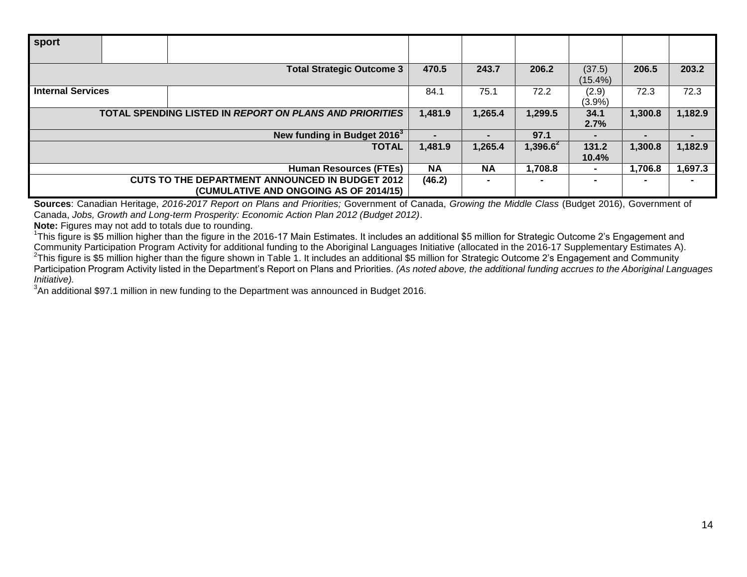| | | | | | | | | |
|---|---|---|---|---|---|---|---|---|
| **sport** | | | | | | | | |
| | | **Total Strategic Outcome 3** | **470.5** | **243.7** | **206.2** | (37.5) (15.4%) | **206.5** | **203.2** |
| **Internal Services** | | | 84.1 | 75.1 | 72.2 | (2.9) (3.9%) | 72.3 | 72.3 |
| | | **TOTAL SPENDING LISTED IN *REPORT ON PLANS AND PRIORITIES*** | **1,481.9** | **1,265.4** | **1,299.5** | **34.1 2.7%** | **1,300.8** | **1,182.9** |
| | | **New funding in Budget 2016[3]** | **-** | **-** | **97.1** | **-** | **-** | **-** |
| | | **TOTAL** | **1,481.9** | **1,265.4** | **1,396.6[2]** | **131.2 10.4%** | **1,300.8** | **1,182.9** |
| | | **Human Resources (FTEs)** | **NA** | **NA** | **1,708.8** | **-** | **1,706.8** | **1,697.3** |
| | | **CUTS TO THE DEPARTMENT ANNOUNCED IN BUDGET 2012 (CUMULATIVE AND ONGOING AS OF 2014/15)** | **(46.2)** | **-** | **-** | **-** | **-** | **-** |

**Sources**: Canadian Heritage, *2016-2017 Report on Plans and Priorities;* Government of Canada, *Growing the Middle Class* (Budget 2016), Government of Canada, *Jobs, Growth and Long-term Prosperity: Economic Action Plan 2012 (Budget 2012)*.

**Note:** Figures may not add to totals due to rounding.

[1]This figure is $5 million higher than the figure in the 2016-17 Main Estimates. It includes an additional $5 million for Strategic Outcome 2's Engagement and Community Participation Program Activity for additional funding to the Aboriginal Languages Initiative (allocated in the 2016-17 Supplementary Estimates A).

[2]This figure is $5 million higher than the figure shown in Table 1. It includes an additional $5 million for Strategic Outcome 2's Engagement and Community Participation Program Activity listed in the Department's Report on Plans and Priorities. *(As noted above, the additional funding accrues to the Aboriginal Languages Initiative).*

[3]An additional $97.1 million in new funding to the Department was announced in Budget 2016.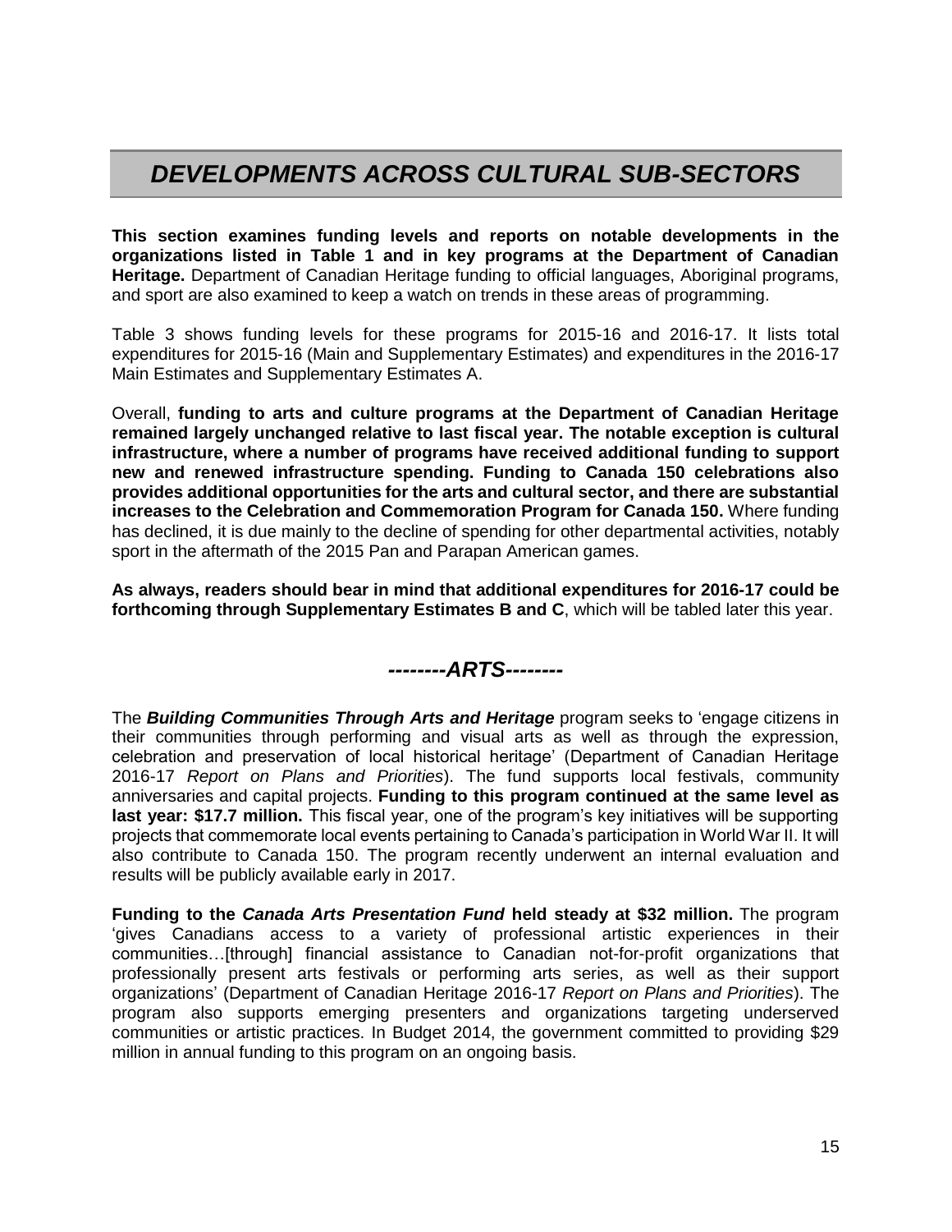# *DEVELOPMENTS ACROSS CULTURAL SUB-SECTORS*

**This section examines funding levels and reports on notable developments in the organizations listed in Table 1 and in key programs at the Department of Canadian Heritage.** Department of Canadian Heritage funding to official languages, Aboriginal programs, and sport are also examined to keep a watch on trends in these areas of programming.

Table 3 shows funding levels for these programs for 2015-16 and 2016-17. It lists total expenditures for 2015-16 (Main and Supplementary Estimates) and expenditures in the 2016-17 Main Estimates and Supplementary Estimates A.

Overall, **funding to arts and culture programs at the Department of Canadian Heritage remained largely unchanged relative to last fiscal year. The notable exception is cultural infrastructure, where a number of programs have received additional funding to support new and renewed infrastructure spending. Funding to Canada 150 celebrations also provides additional opportunities for the arts and cultural sector, and there are substantial increases to the Celebration and Commemoration Program for Canada 150.** Where funding has declined, it is due mainly to the decline of spending for other departmental activities, notably sport in the aftermath of the 2015 Pan and Parapan American games.

**As always, readers should bear in mind that additional expenditures for 2016-17 could be forthcoming through Supplementary Estimates B and C**, which will be tabled later this year.

## *--------ARTS--------*

The ***Building Communities Through Arts and Heritage*** program seeks to 'engage citizens in their communities through performing and visual arts as well as through the expression, celebration and preservation of local historical heritage' (Department of Canadian Heritage 2016-17 *Report on Plans and Priorities*). The fund supports local festivals, community anniversaries and capital projects. **Funding to this program continued at the same level as last year: $17.7 million.** This fiscal year, one of the program's key initiatives will be supporting projects that commemorate local events pertaining to Canada's participation in World War II. It will also contribute to Canada 150. The program recently underwent an internal evaluation and results will be publicly available early in 2017.

**Funding to the *Canada Arts Presentation Fund* held steady at $32 million.** The program 'gives Canadians access to a variety of professional artistic experiences in their communities…[through] financial assistance to Canadian not-for-profit organizations that professionally present arts festivals or performing arts series, as well as their support organizations' (Department of Canadian Heritage 2016-17 *Report on Plans and Priorities*). The program also supports emerging presenters and organizations targeting underserved communities or artistic practices. In Budget 2014, the government committed to providing $29 million in annual funding to this program on an ongoing basis.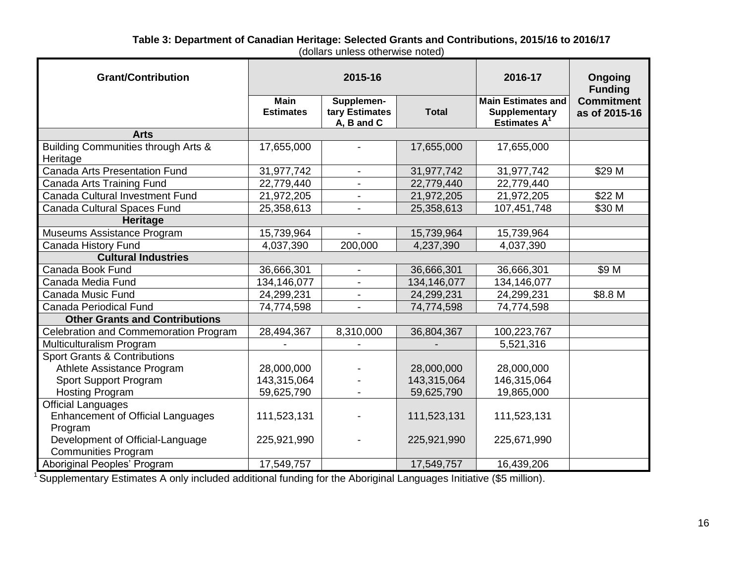**Table 3: Department of Canadian Heritage: Selected Grants and Contributions, 2015/16 to 2016/17**
(dollars unless otherwise noted)

| Grant/Contribution | 2015-16 | | | 2016-17 | Ongoing Funding Commitment as of 2015-16 |
|---|---|---|---|---|---|
| | Main Estimates | Supplementary Estimates A, B and C | Total | Main Estimates and Supplementary Estimates A[1] | |
| **Arts** | | | | | |
| Building Communities through Arts & Heritage | 17,655,000 | - | 17,655,000 | 17,655,000 | |
| Canada Arts Presentation Fund | 31,977,742 | - | 31,977,742 | 31,977,742 | $29 M |
| Canada Arts Training Fund | 22,779,440 | - | 22,779,440 | 22,779,440 | |
| Canada Cultural Investment Fund | 21,972,205 | - | 21,972,205 | 21,972,205 | $22 M |
| Canada Cultural Spaces Fund | 25,358,613 | - | 25,358,613 | 107,451,748 | $30 M |
| **Heritage** | | | | | |
| Museums Assistance Program | 15,739,964 | - | 15,739,964 | 15,739,964 | |
| Canada History Fund | 4,037,390 | 200,000 | 4,237,390 | 4,037,390 | |
| **Cultural Industries** | | | | | |
| Canada Book Fund | 36,666,301 | - | 36,666,301 | 36,666,301 | $9 M |
| Canada Media Fund | 134,146,077 | - | 134,146,077 | 134,146,077 | |
| Canada Music Fund | 24,299,231 | - | 24,299,231 | 24,299,231 | $8.8 M |
| Canada Periodical Fund | 74,774,598 | - | 74,774,598 | 74,774,598 | |
| **Other Grants and Contributions** | | | | | |
| Celebration and Commemoration Program | 28,494,367 | 8,310,000 | 36,804,367 | 100,223,767 | |
| Multiculturalism Program | - | - | - | 5,521,316 | |
| Sport Grants & Contributions | | | | | |
| Athlete Assistance Program | 28,000,000 | - | 28,000,000 | 28,000,000 | |
| Sport Support Program | 143,315,064 | - | 143,315,064 | 146,315,064 | |
| Hosting Program | 59,625,790 | - | 59,625,790 | 19,865,000 | |
| Official Languages | | | | | |
| Enhancement of Official Languages Program | 111,523,131 | - | 111,523,131 | 111,523,131 | |
| Development of Official-Language Communities Program | 225,921,990 | - | 225,921,990 | 225,671,990 | |
| Aboriginal Peoples' Program | 17,549,757 | | 17,549,757 | 16,439,206 | |

[1] Supplementary Estimates A only included additional funding for the Aboriginal Languages Initiative ($5 million).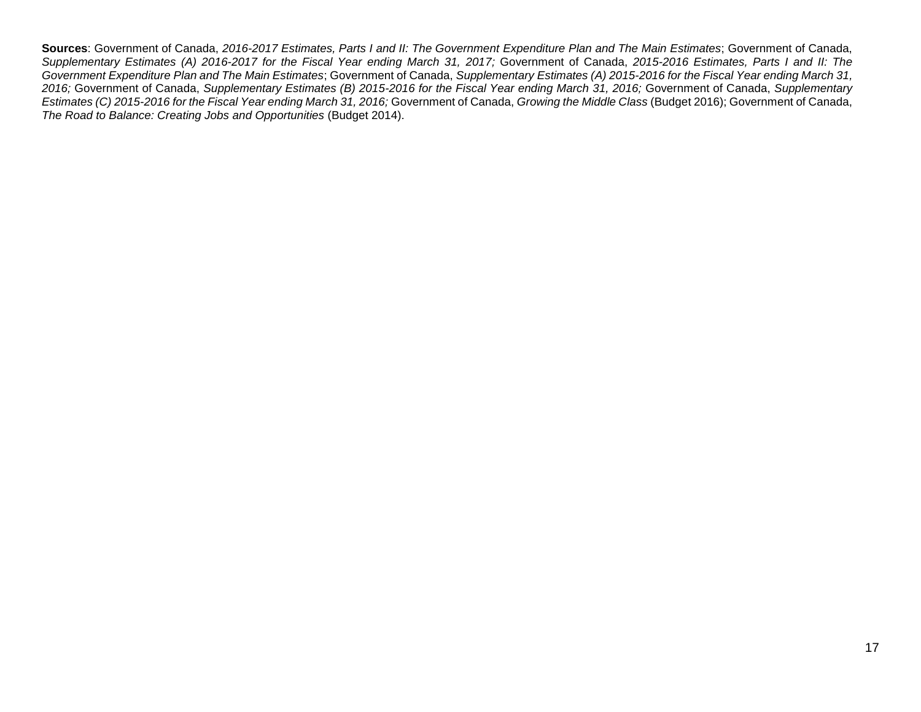**Sources**: Government of Canada, *2016-2017 Estimates, Parts I and II: The Government Expenditure Plan and The Main Estimates*; Government of Canada, *Supplementary Estimates (A) 2016-2017 for the Fiscal Year ending March 31, 2017;* Government of Canada, *2015-2016 Estimates, Parts I and II: The Government Expenditure Plan and The Main Estimates*; Government of Canada, *Supplementary Estimates (A) 2015-2016 for the Fiscal Year ending March 31, 2016;* Government of Canada, *Supplementary Estimates (B) 2015-2016 for the Fiscal Year ending March 31, 2016;* Government of Canada, *Supplementary Estimates (C) 2015-2016 for the Fiscal Year ending March 31, 2016;* Government of Canada, *Growing the Middle Class* (Budget 2016); Government of Canada, *The Road to Balance: Creating Jobs and Opportunities* (Budget 2014).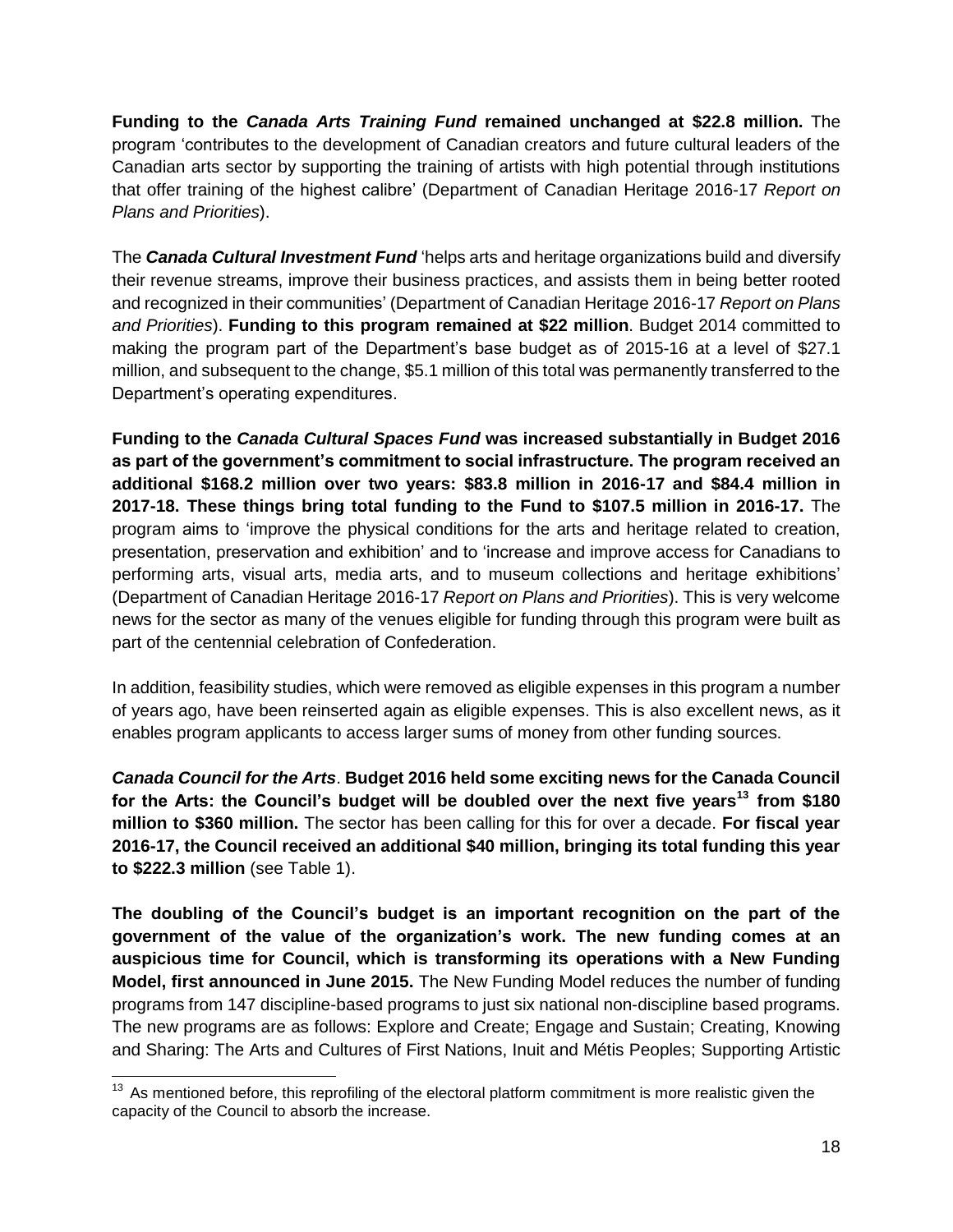**Funding to the *Canada Arts Training Fund* remained unchanged at $22.8 million.** The program 'contributes to the development of Canadian creators and future cultural leaders of the Canadian arts sector by supporting the training of artists with high potential through institutions that offer training of the highest calibre' (Department of Canadian Heritage 2016-17 *Report on Plans and Priorities*).

The ***Canada Cultural Investment Fund*** 'helps arts and heritage organizations build and diversify their revenue streams, improve their business practices, and assists them in being better rooted and recognized in their communities' (Department of Canadian Heritage 2016-17 *Report on Plans and Priorities*). **Funding to this program remained at $22 million**. Budget 2014 committed to making the program part of the Department's base budget as of 2015-16 at a level of $27.1 million, and subsequent to the change, $5.1 million of this total was permanently transferred to the Department's operating expenditures.

**Funding to the *Canada Cultural Spaces Fund* was increased substantially in Budget 2016 as part of the government's commitment to social infrastructure. The program received an additional $168.2 million over two years: $83.8 million in 2016-17 and $84.4 million in 2017-18. These things bring total funding to the Fund to $107.5 million in 2016-17.** The program aims to 'improve the physical conditions for the arts and heritage related to creation, presentation, preservation and exhibition' and to 'increase and improve access for Canadians to performing arts, visual arts, media arts, and to museum collections and heritage exhibitions' (Department of Canadian Heritage 2016-17 *Report on Plans and Priorities*). This is very welcome news for the sector as many of the venues eligible for funding through this program were built as part of the centennial celebration of Confederation.

In addition, feasibility studies, which were removed as eligible expenses in this program a number of years ago, have been reinserted again as eligible expenses. This is also excellent news, as it enables program applicants to access larger sums of money from other funding sources.

***Canada Council for the Arts*. Budget 2016 held some exciting news for the Canada Council for the Arts: the Council's budget will be doubled over the next five years[13] from $180 million to $360 million.** The sector has been calling for this for over a decade. **For fiscal year 2016-17, the Council received an additional $40 million, bringing its total funding this year to $222.3 million** (see Table 1).

**The doubling of the Council's budget is an important recognition on the part of the government of the value of the organization's work. The new funding comes at an auspicious time for Council, which is transforming its operations with a New Funding Model, first announced in June 2015.** The New Funding Model reduces the number of funding programs from 147 discipline-based programs to just six national non-discipline based programs. The new programs are as follows: Explore and Create; Engage and Sustain; Creating, Knowing and Sharing: The Arts and Cultures of First Nations, Inuit and Métis Peoples; Supporting Artistic

[13] As mentioned before, this reprofiling of the electoral platform commitment is more realistic given the capacity of the Council to absorb the increase.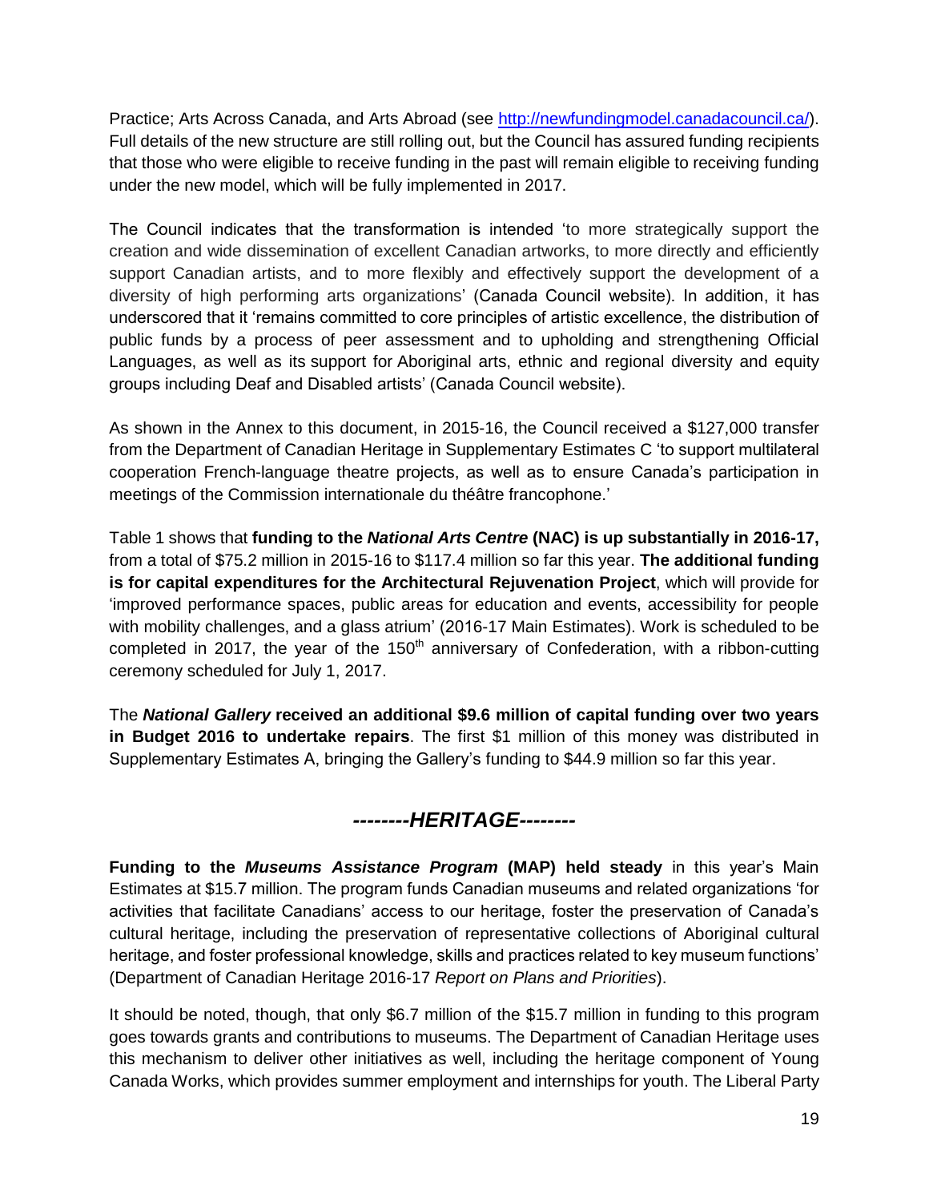Practice; Arts Across Canada, and Arts Abroad (see [http://newfundingmodel.canadacouncil.ca/](http://newfundingmodel.canadacouncil.ca/)). Full details of the new structure are still rolling out, but the Council has assured funding recipients that those who were eligible to receive funding in the past will remain eligible to receiving funding under the new model, which will be fully implemented in 2017.

The Council indicates that the transformation is intended 'to more strategically support the creation and wide dissemination of excellent Canadian artworks, to more directly and efficiently support Canadian artists, and to more flexibly and effectively support the development of a diversity of high performing arts organizations' (Canada Council website). In addition, it has underscored that it 'remains committed to core principles of artistic excellence, the distribution of public funds by a process of peer assessment and to upholding and strengthening Official Languages, as well as its support for Aboriginal arts, ethnic and regional diversity and equity groups including Deaf and Disabled artists' (Canada Council website).

As shown in the Annex to this document, in 2015-16, the Council received a $127,000 transfer from the Department of Canadian Heritage in Supplementary Estimates C 'to support multilateral cooperation French-language theatre projects, as well as to ensure Canada's participation in meetings of the Commission internationale du théâtre francophone.'

Table 1 shows that **funding to the *National Arts Centre* (NAC) is up substantially in 2016-17,** from a total of $75.2 million in 2015-16 to $117.4 million so far this year. **The additional funding is for capital expenditures for the Architectural Rejuvenation Project**, which will provide for 'improved performance spaces, public areas for education and events, accessibility for people with mobility challenges, and a glass atrium' (2016-17 Main Estimates). Work is scheduled to be completed in 2017, the year of the 150th anniversary of Confederation, with a ribbon-cutting ceremony scheduled for July 1, 2017.

The ***National Gallery* received an additional $9.6 million of capital funding over two years in Budget 2016 to undertake repairs**. The first $1 million of this money was distributed in Supplementary Estimates A, bringing the Gallery's funding to $44.9 million so far this year.

## *--------HERITAGE--------*

**Funding to the *Museums Assistance Program* (MAP) held steady** in this year's Main Estimates at $15.7 million. The program funds Canadian museums and related organizations 'for activities that facilitate Canadians' access to our heritage, foster the preservation of Canada's cultural heritage, including the preservation of representative collections of Aboriginal cultural heritage, and foster professional knowledge, skills and practices related to key museum functions' (Department of Canadian Heritage 2016-17 *Report on Plans and Priorities*).

It should be noted, though, that only $6.7 million of the $15.7 million in funding to this program goes towards grants and contributions to museums. The Department of Canadian Heritage uses this mechanism to deliver other initiatives as well, including the heritage component of Young Canada Works, which provides summer employment and internships for youth. The Liberal Party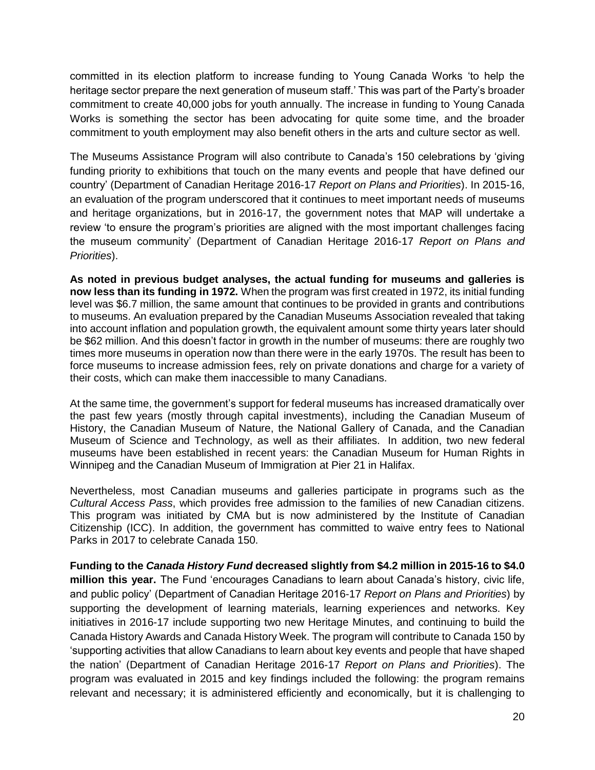committed in its election platform to increase funding to Young Canada Works 'to help the heritage sector prepare the next generation of museum staff.' This was part of the Party's broader commitment to create 40,000 jobs for youth annually. The increase in funding to Young Canada Works is something the sector has been advocating for quite some time, and the broader commitment to youth employment may also benefit others in the arts and culture sector as well.

The Museums Assistance Program will also contribute to Canada's 150 celebrations by 'giving funding priority to exhibitions that touch on the many events and people that have defined our country' (Department of Canadian Heritage 2016-17 *Report on Plans and Priorities*). In 2015-16, an evaluation of the program underscored that it continues to meet important needs of museums and heritage organizations, but in 2016-17, the government notes that MAP will undertake a review 'to ensure the program's priorities are aligned with the most important challenges facing the museum community' (Department of Canadian Heritage 2016-17 *Report on Plans and Priorities*).

**As noted in previous budget analyses, the actual funding for museums and galleries is now less than its funding in 1972.** When the program was first created in 1972, its initial funding level was \$6.7 million, the same amount that continues to be provided in grants and contributions to museums. An evaluation prepared by the Canadian Museums Association revealed that taking into account inflation and population growth, the equivalent amount some thirty years later should be \$62 million. And this doesn't factor in growth in the number of museums: there are roughly two times more museums in operation now than there were in the early 1970s. The result has been to force museums to increase admission fees, rely on private donations and charge for a variety of their costs, which can make them inaccessible to many Canadians.

At the same time, the government's support for federal museums has increased dramatically over the past few years (mostly through capital investments), including the Canadian Museum of History, the Canadian Museum of Nature, the National Gallery of Canada, and the Canadian Museum of Science and Technology, as well as their affiliates. In addition, two new federal museums have been established in recent years: the Canadian Museum for Human Rights in Winnipeg and the Canadian Museum of Immigration at Pier 21 in Halifax.

Nevertheless, most Canadian museums and galleries participate in programs such as the *Cultural Access Pass*, which provides free admission to the families of new Canadian citizens. This program was initiated by CMA but is now administered by the Institute of Canadian Citizenship (ICC). In addition, the government has committed to waive entry fees to National Parks in 2017 to celebrate Canada 150.

**Funding to the *Canada History Fund* decreased slightly from \$4.2 million in 2015-16 to \$4.0 million this year.** The Fund 'encourages Canadians to learn about Canada's history, civic life, and public policy' (Department of Canadian Heritage 2016-17 *Report on Plans and Priorities*) by supporting the development of learning materials, learning experiences and networks. Key initiatives in 2016-17 include supporting two new Heritage Minutes, and continuing to build the Canada History Awards and Canada History Week. The program will contribute to Canada 150 by 'supporting activities that allow Canadians to learn about key events and people that have shaped the nation' (Department of Canadian Heritage 2016-17 *Report on Plans and Priorities*). The program was evaluated in 2015 and key findings included the following: the program remains relevant and necessary; it is administered efficiently and economically, but it is challenging to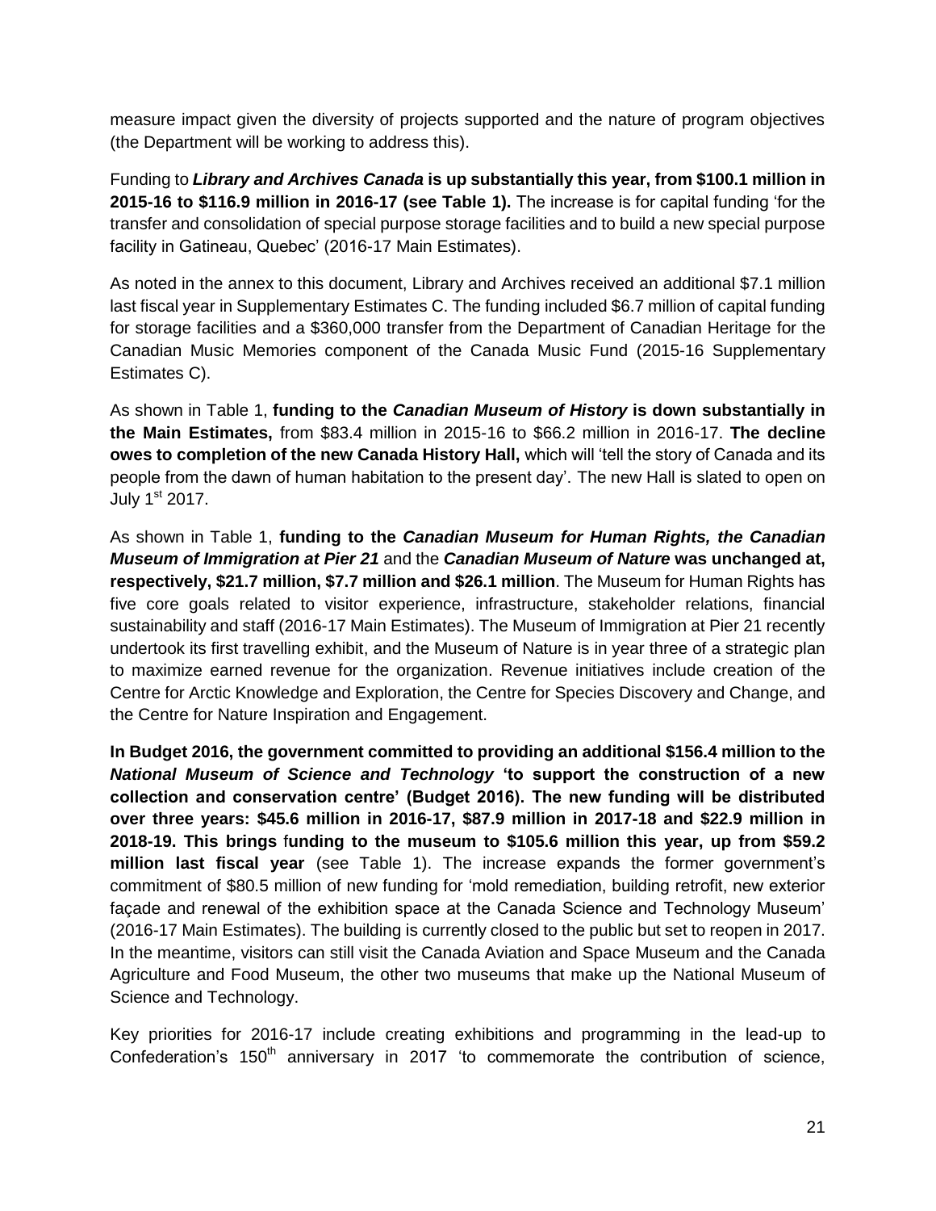measure impact given the diversity of projects supported and the nature of program objectives (the Department will be working to address this).

Funding to ***Library and Archives Canada* is up substantially this year, from $100.1 million in 2015-16 to $116.9 million in 2016-17 (see Table 1).** The increase is for capital funding 'for the transfer and consolidation of special purpose storage facilities and to build a new special purpose facility in Gatineau, Quebec' (2016-17 Main Estimates).

As noted in the annex to this document, Library and Archives received an additional $7.1 million last fiscal year in Supplementary Estimates C. The funding included $6.7 million of capital funding for storage facilities and a $360,000 transfer from the Department of Canadian Heritage for the Canadian Music Memories component of the Canada Music Fund (2015-16 Supplementary Estimates C).

As shown in Table 1, **funding to the *Canadian Museum of History* is down substantially in the Main Estimates,** from $83.4 million in 2015-16 to $66.2 million in 2016-17. **The decline owes to completion of the new Canada History Hall,** which will 'tell the story of Canada and its people from the dawn of human habitation to the present day'. The new Hall is slated to open on July 1st 2017.

As shown in Table 1, **funding to the *Canadian Museum for Human Rights, the Canadian Museum of Immigration at Pier 21*** and the ***Canadian Museum of Nature* was unchanged at, respectively, $21.7 million, $7.7 million and $26.1 million**. The Museum for Human Rights has five core goals related to visitor experience, infrastructure, stakeholder relations, financial sustainability and staff (2016-17 Main Estimates). The Museum of Immigration at Pier 21 recently undertook its first travelling exhibit, and the Museum of Nature is in year three of a strategic plan to maximize earned revenue for the organization. Revenue initiatives include creation of the Centre for Arctic Knowledge and Exploration, the Centre for Species Discovery and Change, and the Centre for Nature Inspiration and Engagement.

**In Budget 2016, the government committed to providing an additional $156.4 million to the *National Museum of Science and Technology* 'to support the construction of a new collection and conservation centre' (Budget 2016). The new funding will be distributed over three years: $45.6 million in 2016-17, $87.9 million in 2017-18 and $22.9 million in 2018-19. This brings funding to the museum to $105.6 million this year, up from $59.2 million last fiscal year** (see Table 1). The increase expands the former government's commitment of $80.5 million of new funding for 'mold remediation, building retrofit, new exterior façade and renewal of the exhibition space at the Canada Science and Technology Museum' (2016-17 Main Estimates). The building is currently closed to the public but set to reopen in 2017. In the meantime, visitors can still visit the Canada Aviation and Space Museum and the Canada Agriculture and Food Museum, the other two museums that make up the National Museum of Science and Technology.

Key priorities for 2016-17 include creating exhibitions and programming in the lead-up to Confederation's 150th anniversary in 2017 'to commemorate the contribution of science,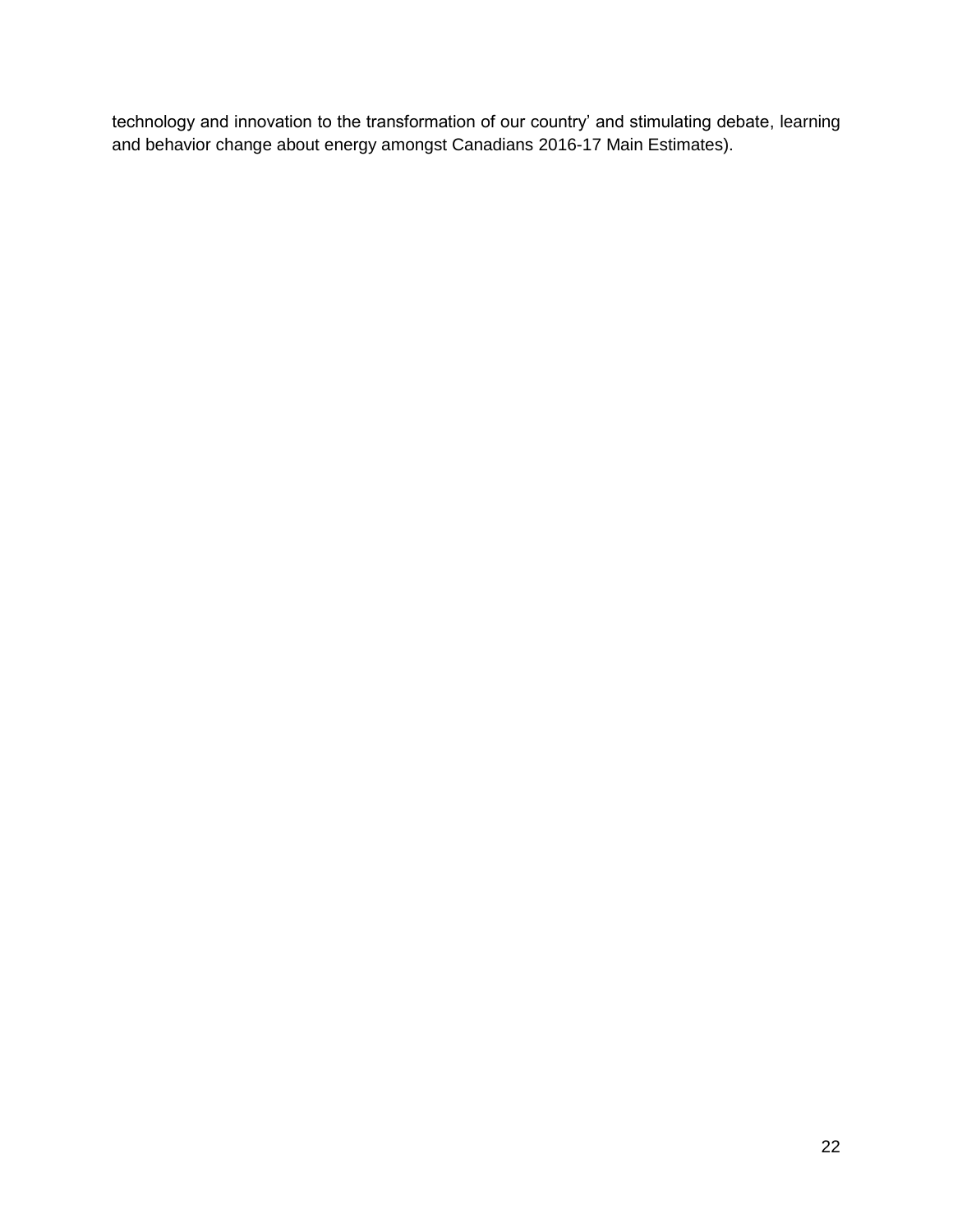technology and innovation to the transformation of our country' and stimulating debate, learning and behavior change about energy amongst Canadians 2016-17 Main Estimates).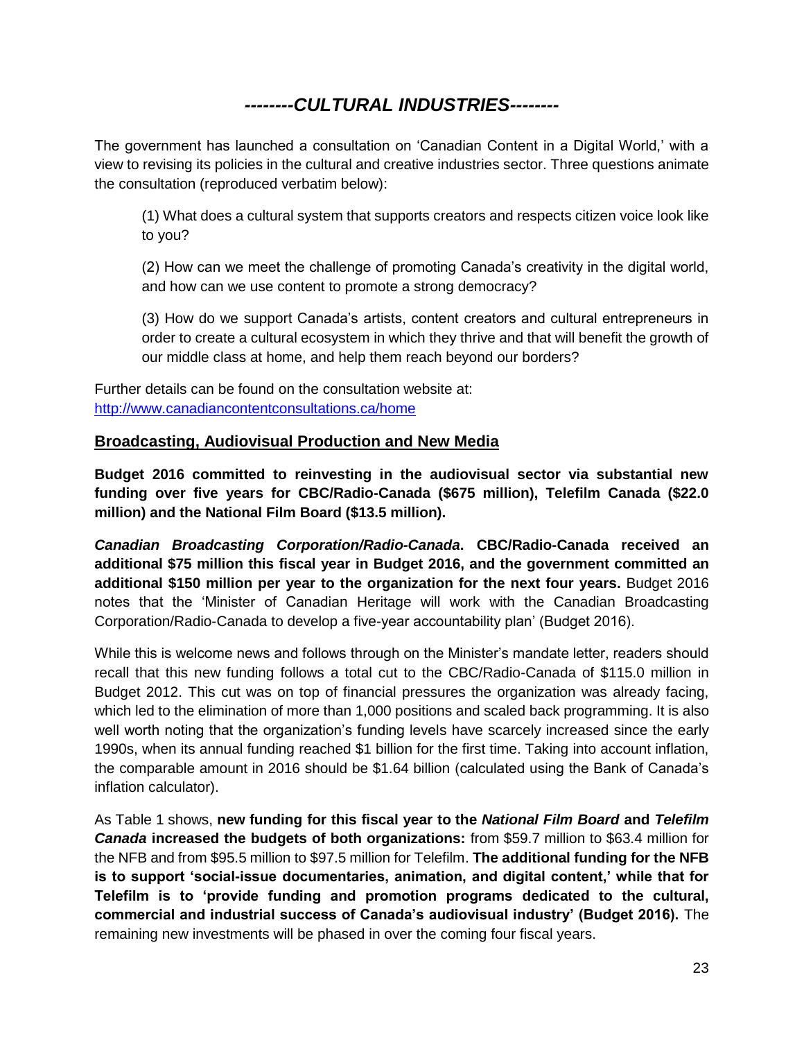# *--------CULTURAL INDUSTRIES--------*

The government has launched a consultation on 'Canadian Content in a Digital World,' with a view to revising its policies in the cultural and creative industries sector. Three questions animate the consultation (reproduced verbatim below):

> (1) What does a cultural system that supports creators and respects citizen voice look like to you?
>
> (2) How can we meet the challenge of promoting Canada's creativity in the digital world, and how can we use content to promote a strong democracy?
>
> (3) How do we support Canada's artists, content creators and cultural entrepreneurs in order to create a cultural ecosystem in which they thrive and that will benefit the growth of our middle class at home, and help them reach beyond our borders?

Further details can be found on the consultation website at: [http://www.canadiancontentconsultations.ca/home](http://www.canadiancontentconsultations.ca/home)

## Broadcasting, Audiovisual Production and New Media

**Budget 2016 committed to reinvesting in the audiovisual sector via substantial new funding over five years for CBC/Radio-Canada ($675 million), Telefilm Canada ($22.0 million) and the National Film Board ($13.5 million).**

***Canadian Broadcasting Corporation/Radio-Canada*. CBC/Radio-Canada received an additional $75 million this fiscal year in Budget 2016, and the government committed an additional $150 million per year to the organization for the next four years.** Budget 2016 notes that the 'Minister of Canadian Heritage will work with the Canadian Broadcasting Corporation/Radio-Canada to develop a five-year accountability plan' (Budget 2016).

While this is welcome news and follows through on the Minister's mandate letter, readers should recall that this new funding follows a total cut to the CBC/Radio-Canada of $115.0 million in Budget 2012. This cut was on top of financial pressures the organization was already facing, which led to the elimination of more than 1,000 positions and scaled back programming. It is also well worth noting that the organization's funding levels have scarcely increased since the early 1990s, when its annual funding reached $1 billion for the first time. Taking into account inflation, the comparable amount in 2016 should be $1.64 billion (calculated using the Bank of Canada's inflation calculator).

As Table 1 shows, **new funding for this fiscal year to the *National Film Board* and *Telefilm Canada* increased the budgets of both organizations:** from $59.7 million to $63.4 million for the NFB and from $95.5 million to $97.5 million for Telefilm. **The additional funding for the NFB is to support 'social-issue documentaries, animation, and digital content,' while that for Telefilm is to 'provide funding and promotion programs dedicated to the cultural, commercial and industrial success of Canada's audiovisual industry' (Budget 2016).** The remaining new investments will be phased in over the coming four fiscal years.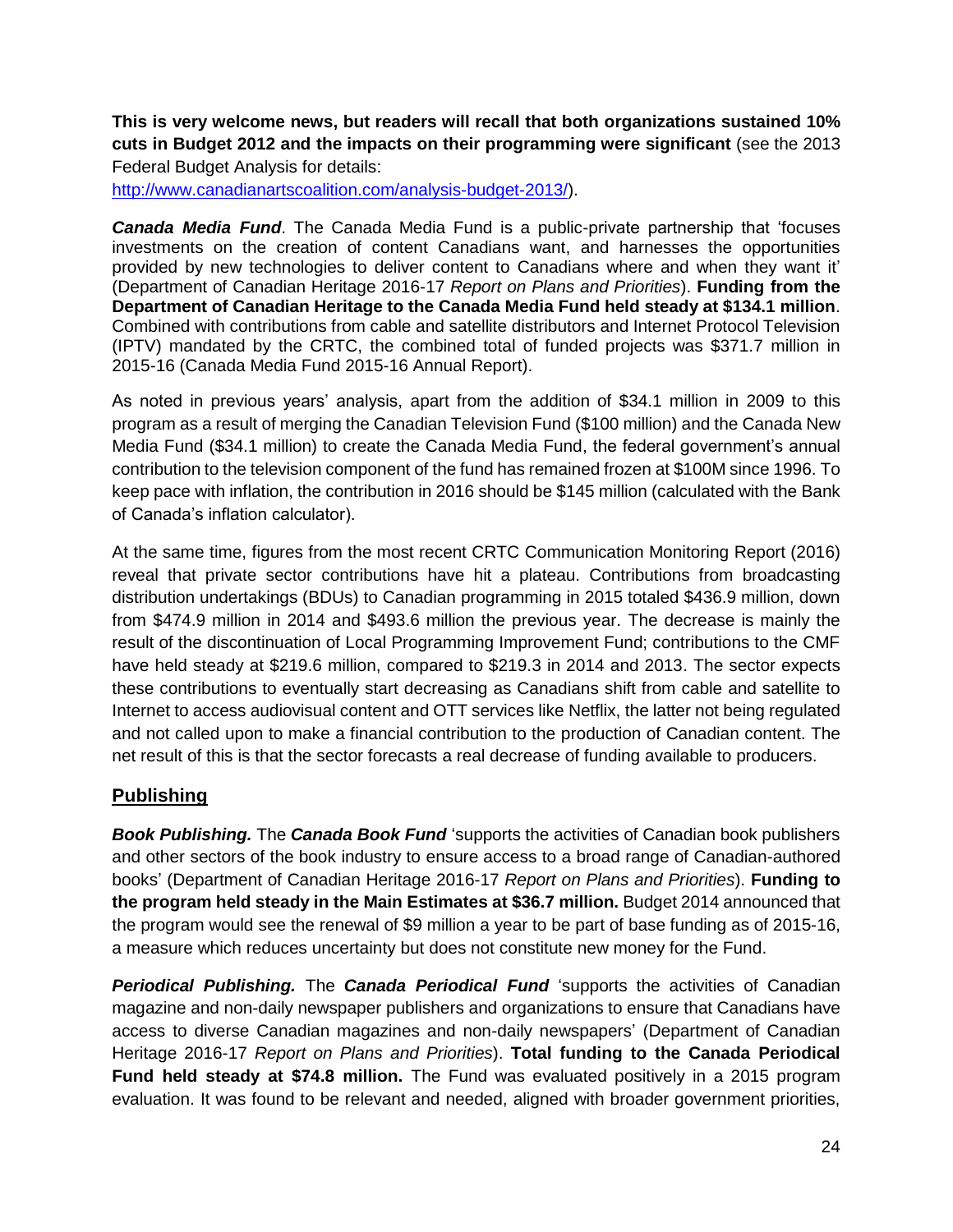**This is very welcome news, but readers will recall that both organizations sustained 10% cuts in Budget 2012 and the impacts on their programming were significant** (see the 2013 Federal Budget Analysis for details: http://www.canadianartscoalition.com/analysis-budget-2013/).

***Canada Media Fund***. The Canada Media Fund is a public-private partnership that 'focuses investments on the creation of content Canadians want, and harnesses the opportunities provided by new technologies to deliver content to Canadians where and when they want it' (Department of Canadian Heritage 2016-17 *Report on Plans and Priorities*). **Funding from the Department of Canadian Heritage to the Canada Media Fund held steady at $134.1 million**. Combined with contributions from cable and satellite distributors and Internet Protocol Television (IPTV) mandated by the CRTC, the combined total of funded projects was $371.7 million in 2015-16 (Canada Media Fund 2015-16 Annual Report).

As noted in previous years' analysis, apart from the addition of $34.1 million in 2009 to this program as a result of merging the Canadian Television Fund ($100 million) and the Canada New Media Fund ($34.1 million) to create the Canada Media Fund, the federal government's annual contribution to the television component of the fund has remained frozen at $100M since 1996. To keep pace with inflation, the contribution in 2016 should be $145 million (calculated with the Bank of Canada's inflation calculator).

At the same time, figures from the most recent CRTC Communication Monitoring Report (2016) reveal that private sector contributions have hit a plateau. Contributions from broadcasting distribution undertakings (BDUs) to Canadian programming in 2015 totaled $436.9 million, down from $474.9 million in 2014 and $493.6 million the previous year. The decrease is mainly the result of the discontinuation of Local Programming Improvement Fund; contributions to the CMF have held steady at $219.6 million, compared to $219.3 in 2014 and 2013. The sector expects these contributions to eventually start decreasing as Canadians shift from cable and satellite to Internet to access audiovisual content and OTT services like Netflix, the latter not being regulated and not called upon to make a financial contribution to the production of Canadian content. The net result of this is that the sector forecasts a real decrease of funding available to producers.

## Publishing

***Book Publishing.*** The ***Canada Book Fund*** 'supports the activities of Canadian book publishers and other sectors of the book industry to ensure access to a broad range of Canadian-authored books' (Department of Canadian Heritage 2016-17 *Report on Plans and Priorities*). **Funding to the program held steady in the Main Estimates at $36.7 million.** Budget 2014 announced that the program would see the renewal of $9 million a year to be part of base funding as of 2015-16, a measure which reduces uncertainty but does not constitute new money for the Fund.

***Periodical Publishing.*** The ***Canada Periodical Fund*** 'supports the activities of Canadian magazine and non-daily newspaper publishers and organizations to ensure that Canadians have access to diverse Canadian magazines and non-daily newspapers' (Department of Canadian Heritage 2016-17 *Report on Plans and Priorities*). **Total funding to the Canada Periodical Fund held steady at $74.8 million.** The Fund was evaluated positively in a 2015 program evaluation. It was found to be relevant and needed, aligned with broader government priorities,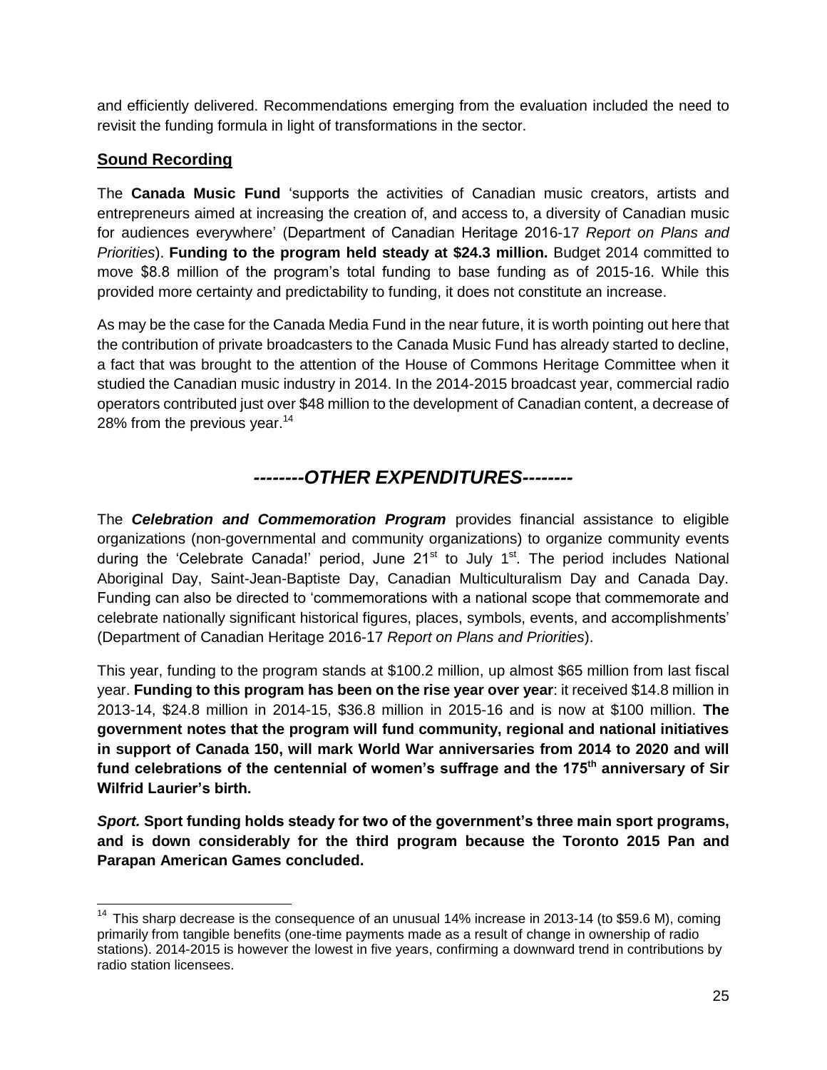and efficiently delivered. Recommendations emerging from the evaluation included the need to revisit the funding formula in light of transformations in the sector.

## Sound Recording

The **Canada Music Fund** 'supports the activities of Canadian music creators, artists and entrepreneurs aimed at increasing the creation of, and access to, a diversity of Canadian music for audiences everywhere' (Department of Canadian Heritage 2016-17 *Report on Plans and Priorities*). **Funding to the program held steady at $24.3 million.** Budget 2014 committed to move $8.8 million of the program's total funding to base funding as of 2015-16. While this provided more certainty and predictability to funding, it does not constitute an increase.

As may be the case for the Canada Media Fund in the near future, it is worth pointing out here that the contribution of private broadcasters to the Canada Music Fund has already started to decline, a fact that was brought to the attention of the House of Commons Heritage Committee when it studied the Canadian music industry in 2014. In the 2014-2015 broadcast year, commercial radio operators contributed just over $48 million to the development of Canadian content, a decrease of 28% from the previous year.[14]

## *--------OTHER EXPENDITURES--------*

The ***Celebration and Commemoration Program*** provides financial assistance to eligible organizations (non-governmental and community organizations) to organize community events during the 'Celebrate Canada!' period, June 21st to July 1st. The period includes National Aboriginal Day, Saint-Jean-Baptiste Day, Canadian Multiculturalism Day and Canada Day. Funding can also be directed to 'commemorations with a national scope that commemorate and celebrate nationally significant historical figures, places, symbols, events, and accomplishments' (Department of Canadian Heritage 2016-17 *Report on Plans and Priorities*).

This year, funding to the program stands at $100.2 million, up almost $65 million from last fiscal year. **Funding to this program has been on the rise year over year**: it received $14.8 million in 2013-14, $24.8 million in 2014-15, $36.8 million in 2015-16 and is now at $100 million. **The government notes that the program will fund community, regional and national initiatives in support of Canada 150, will mark World War anniversaries from 2014 to 2020 and will fund celebrations of the centennial of women's suffrage and the 175th anniversary of Sir Wilfrid Laurier's birth.**

***Sport.*** **Sport funding holds steady for two of the government's three main sport programs, and is down considerably for the third program because the Toronto 2015 Pan and Parapan American Games concluded.**

---

[14] This sharp decrease is the consequence of an unusual 14% increase in 2013-14 (to $59.6 M), coming primarily from tangible benefits (one-time payments made as a result of change in ownership of radio stations). 2014-2015 is however the lowest in five years, confirming a downward trend in contributions by radio station licensees.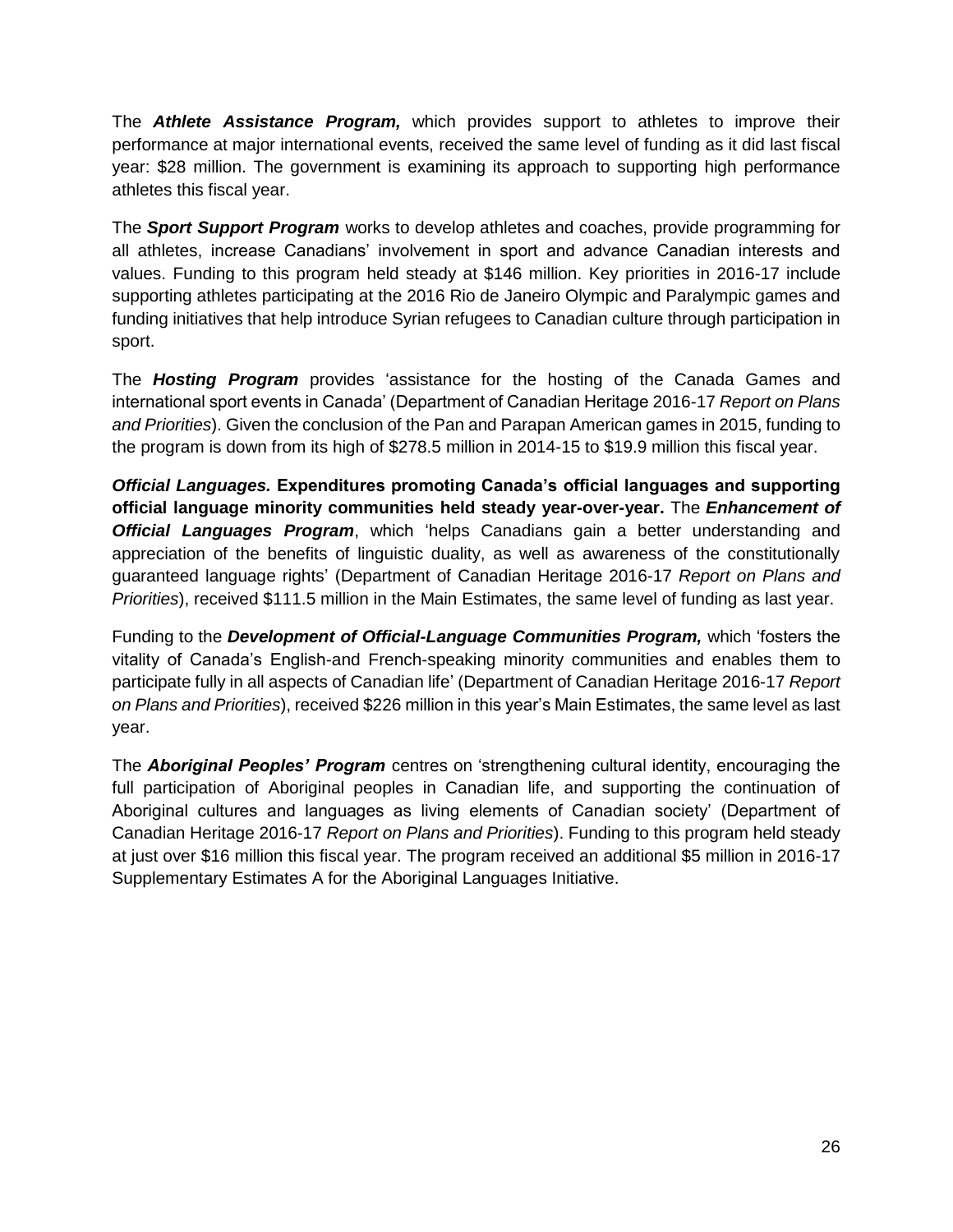The ***Athlete Assistance Program,*** which provides support to athletes to improve their performance at major international events, received the same level of funding as it did last fiscal year: $28 million. The government is examining its approach to supporting high performance athletes this fiscal year.

The ***Sport Support Program*** works to develop athletes and coaches, provide programming for all athletes, increase Canadians' involvement in sport and advance Canadian interests and values. Funding to this program held steady at $146 million. Key priorities in 2016-17 include supporting athletes participating at the 2016 Rio de Janeiro Olympic and Paralympic games and funding initiatives that help introduce Syrian refugees to Canadian culture through participation in sport.

The ***Hosting Program*** provides 'assistance for the hosting of the Canada Games and international sport events in Canada' (Department of Canadian Heritage 2016-17 *Report on Plans and Priorities*). Given the conclusion of the Pan and Parapan American games in 2015, funding to the program is down from its high of $278.5 million in 2014-15 to $19.9 million this fiscal year.

***Official Languages.*** **Expenditures promoting Canada's official languages and supporting official language minority communities held steady year-over-year.** The ***Enhancement of Official Languages Program***, which 'helps Canadians gain a better understanding and appreciation of the benefits of linguistic duality, as well as awareness of the constitutionally guaranteed language rights' (Department of Canadian Heritage 2016-17 *Report on Plans and Priorities*), received $111.5 million in the Main Estimates, the same level of funding as last year.

Funding to the ***Development of Official-Language Communities Program,*** which 'fosters the vitality of Canada's English-and French-speaking minority communities and enables them to participate fully in all aspects of Canadian life' (Department of Canadian Heritage 2016-17 *Report on Plans and Priorities*), received $226 million in this year's Main Estimates, the same level as last year.

The ***Aboriginal Peoples' Program*** centres on 'strengthening cultural identity, encouraging the full participation of Aboriginal peoples in Canadian life, and supporting the continuation of Aboriginal cultures and languages as living elements of Canadian society' (Department of Canadian Heritage 2016-17 *Report on Plans and Priorities*). Funding to this program held steady at just over $16 million this fiscal year. The program received an additional $5 million in 2016-17 Supplementary Estimates A for the Aboriginal Languages Initiative.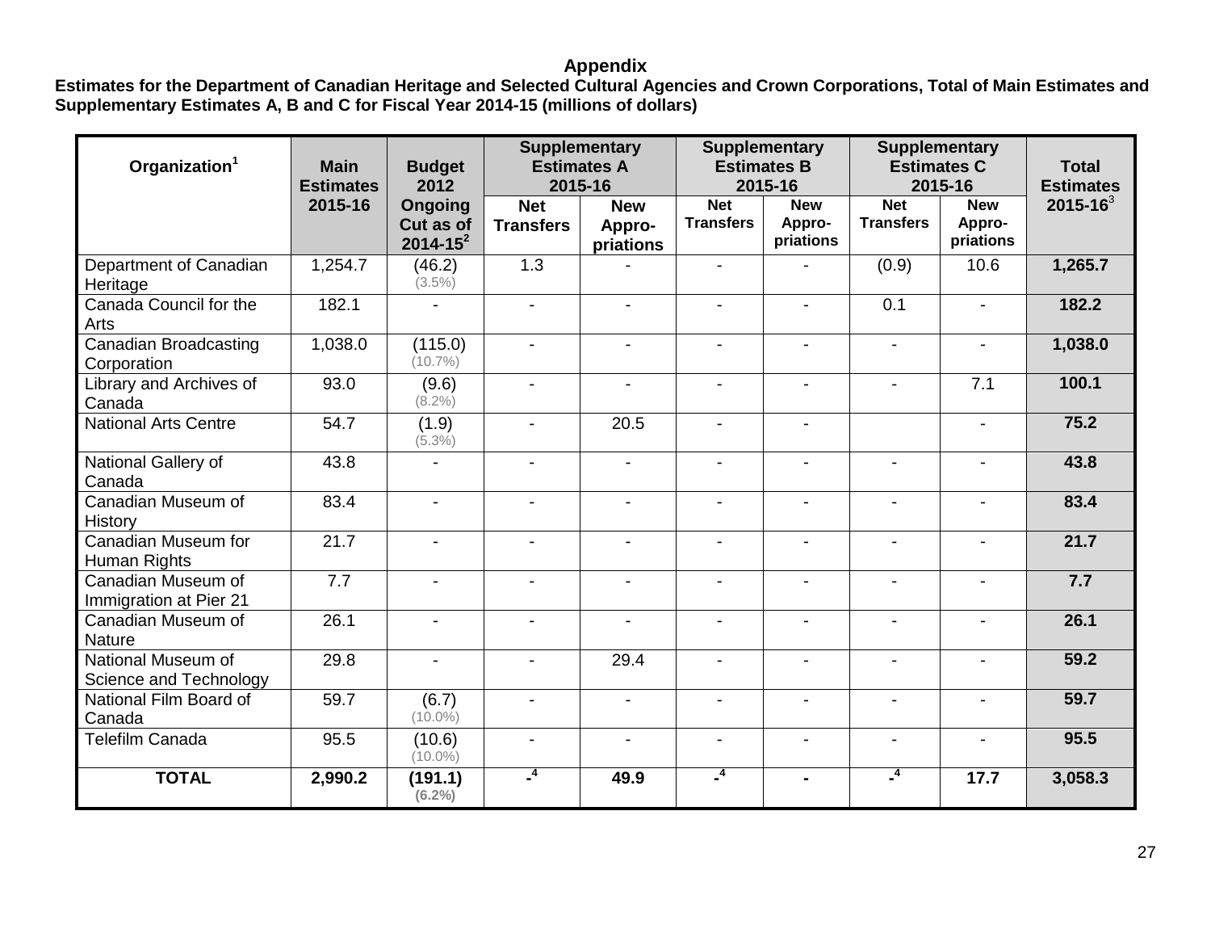# Appendix

**Estimates for the Department of Canadian Heritage and Selected Cultural Agencies and Crown Corporations, Total of Main Estimates and Supplementary Estimates A, B and C for Fiscal Year 2014-15 (millions of dollars)**

| Organization[1] | Main Estimates 2015-16 | Budget 2012 Ongoing Cut as of 2014-15[2] | Supplementary Estimates A 2015-16 | | Supplementary Estimates B 2015-16 | | Supplementary Estimates C 2015-16 | | Total Estimates 2015-16[3] |
|---|---|---|---|---|---|---|---|---|---|
| | | | Net Transfers | New Appro-priations | Net Transfers | New Appro-priations | Net Transfers | New Appro-priations | |
| Department of Canadian Heritage | 1,254.7 | (46.2) (3.5%) | 1.3 | - | - | - | (0.9) | 10.6 | **1,265.7** |
| Canada Council for the Arts | 182.1 | - | - | - | - | - | 0.1 | - | **182.2** |
| Canadian Broadcasting Corporation | 1,038.0 | (115.0) (10.7%) | - | - | - | - | - | - | **1,038.0** |
| Library and Archives of Canada | 93.0 | (9.6) (8.2%) | - | - | - | - | - | 7.1 | **100.1** |
| National Arts Centre | 54.7 | (1.9) (5.3%) | - | 20.5 | - | - | | - | **75.2** |
| National Gallery of Canada | 43.8 | - | - | - | - | - | - | - | **43.8** |
| Canadian Museum of History | 83.4 | - | - | - | - | - | - | - | **83.4** |
| Canadian Museum for Human Rights | 21.7 | - | - | - | - | - | - | - | **21.7** |
| Canadian Museum of Immigration at Pier 21 | 7.7 | - | - | - | - | - | - | - | **7.7** |
| Canadian Museum of Nature | 26.1 | - | - | - | - | - | - | - | **26.1** |
| National Museum of Science and Technology | 29.8 | - | - | 29.4 | - | - | - | - | **59.2** |
| National Film Board of Canada | 59.7 | (6.7) (10.0%) | - | - | - | - | - | - | **59.7** |
| Telefilm Canada | 95.5 | (10.6) (10.0%) | - | - | - | - | - | - | **95.5** |
| **TOTAL** | **2,990.2** | **(191.1) (6.2%)** | **-[4]** | **49.9** | **-[4]** | **-** | **-[4]** | **17.7** | **3,058.3** |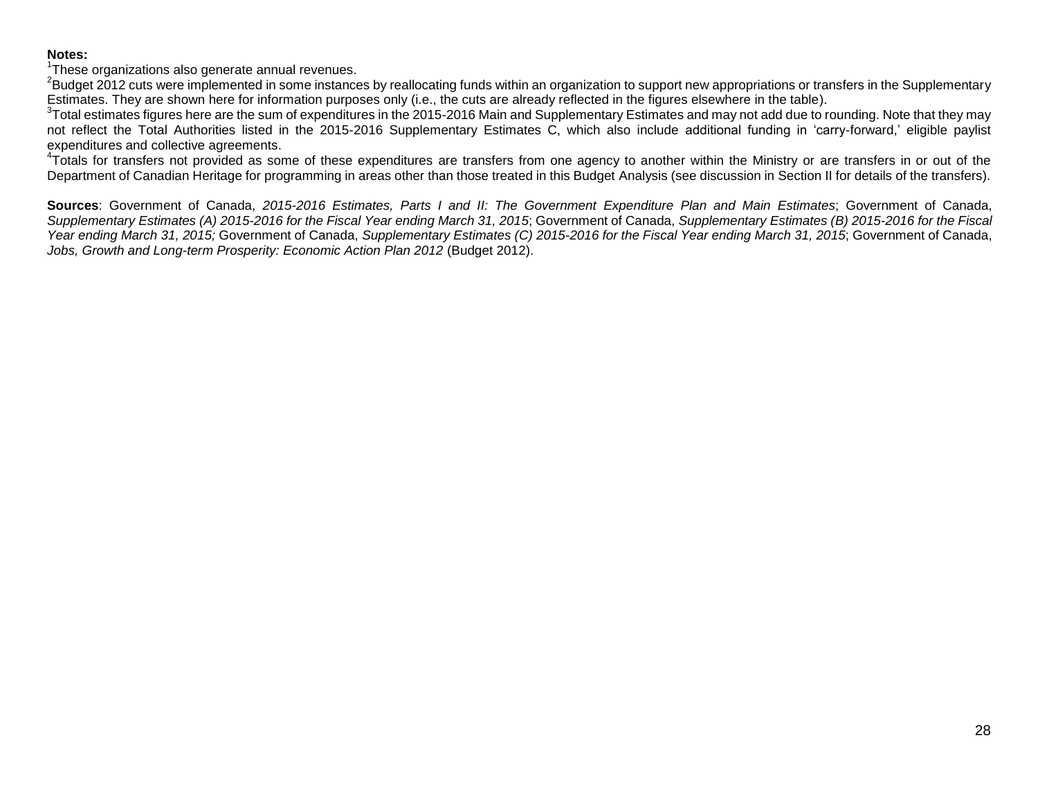**Notes:**

[1]These organizations also generate annual revenues.

[2]Budget 2012 cuts were implemented in some instances by reallocating funds within an organization to support new appropriations or transfers in the Supplementary Estimates. They are shown here for information purposes only (i.e., the cuts are already reflected in the figures elsewhere in the table).

[3]Total estimates figures here are the sum of expenditures in the 2015-2016 Main and Supplementary Estimates and may not add due to rounding. Note that they may not reflect the Total Authorities listed in the 2015-2016 Supplementary Estimates C, which also include additional funding in 'carry-forward,' eligible paylist expenditures and collective agreements.

[4]Totals for transfers not provided as some of these expenditures are transfers from one agency to another within the Ministry or are transfers in or out of the Department of Canadian Heritage for programming in areas other than those treated in this Budget Analysis (see discussion in Section II for details of the transfers).

**Sources**: Government of Canada, *2015-2016 Estimates, Parts I and II: The Government Expenditure Plan and Main Estimates*; Government of Canada, *Supplementary Estimates (A) 2015-2016 for the Fiscal Year ending March 31, 2015*; Government of Canada, *Supplementary Estimates (B) 2015-2016 for the Fiscal Year ending March 31, 2015;* Government of Canada, *Supplementary Estimates (C) 2015-2016 for the Fiscal Year ending March 31, 2015*; Government of Canada, *Jobs, Growth and Long-term Prosperity: Economic Action Plan 2012* (Budget 2012).